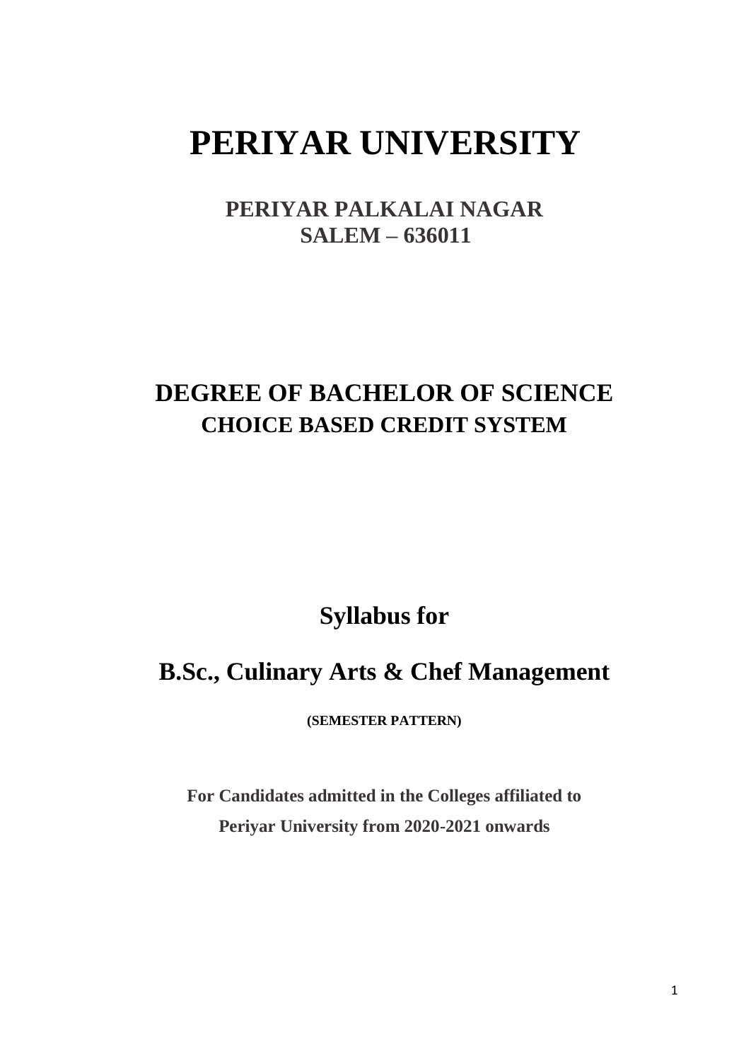# PERIYAR UNIVERSITY

## PERIYAR PALKALAI NAGAR
## SALEM – 636011

# DEGREE OF BACHELOR OF SCIENCE
## CHOICE BASED CREDIT SYSTEM

# Syllabus for

# B.Sc., Culinary Arts & Chef Management

**(SEMESTER PATTERN)**

**For Candidates admitted in the Colleges affiliated to Periyar University from 2020-2021 onwards**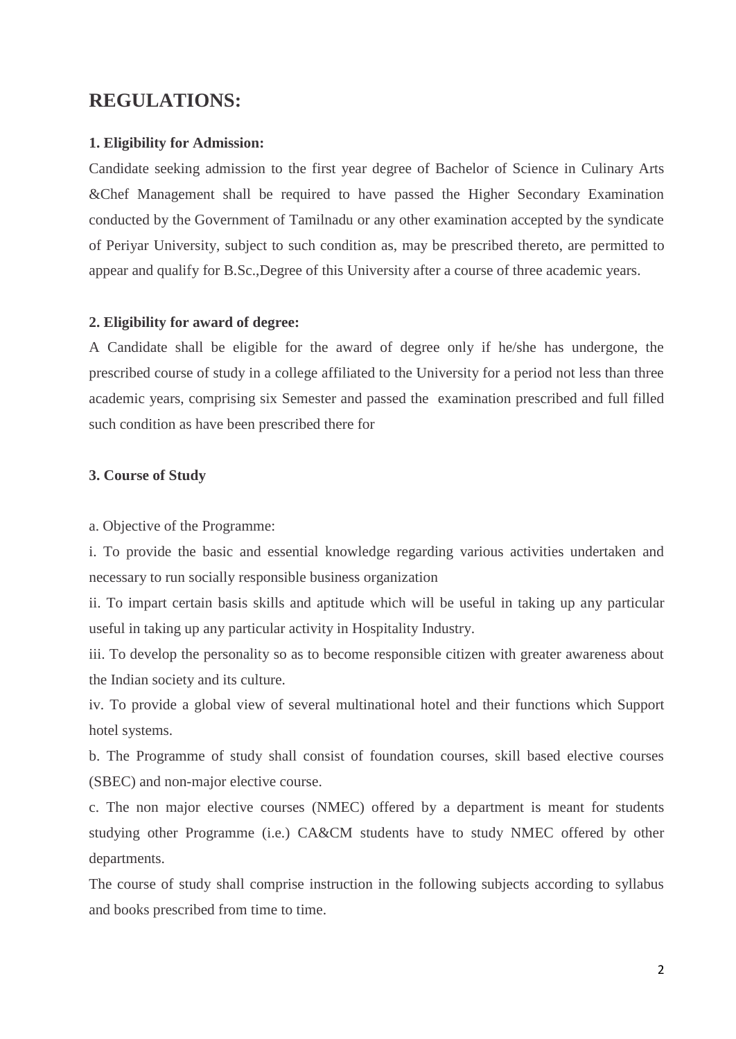# REGULATIONS:

### 1. Eligibility for Admission:

Candidate seeking admission to the first year degree of Bachelor of Science in Culinary Arts &Chef Management shall be required to have passed the Higher Secondary Examination conducted by the Government of Tamilnadu or any other examination accepted by the syndicate of Periyar University, subject to such condition as, may be prescribed thereto, are permitted to appear and qualify for B.Sc.,Degree of this University after a course of three academic years.

### 2. Eligibility for award of degree:

A Candidate shall be eligible for the award of degree only if he/she has undergone, the prescribed course of study in a college affiliated to the University for a period not less than three academic years, comprising six Semester and passed the examination prescribed and full filled such condition as have been prescribed there for

### 3. Course of Study

a. Objective of the Programme:

i. To provide the basic and essential knowledge regarding various activities undertaken and necessary to run socially responsible business organization

ii. To impart certain basis skills and aptitude which will be useful in taking up any particular useful in taking up any particular activity in Hospitality Industry.

iii. To develop the personality so as to become responsible citizen with greater awareness about the Indian society and its culture.

iv. To provide a global view of several multinational hotel and their functions which Support hotel systems.

b. The Programme of study shall consist of foundation courses, skill based elective courses (SBEC) and non-major elective course.

c. The non major elective courses (NMEC) offered by a department is meant for students studying other Programme (i.e.) CA&CM students have to study NMEC offered by other departments.

The course of study shall comprise instruction in the following subjects according to syllabus and books prescribed from time to time.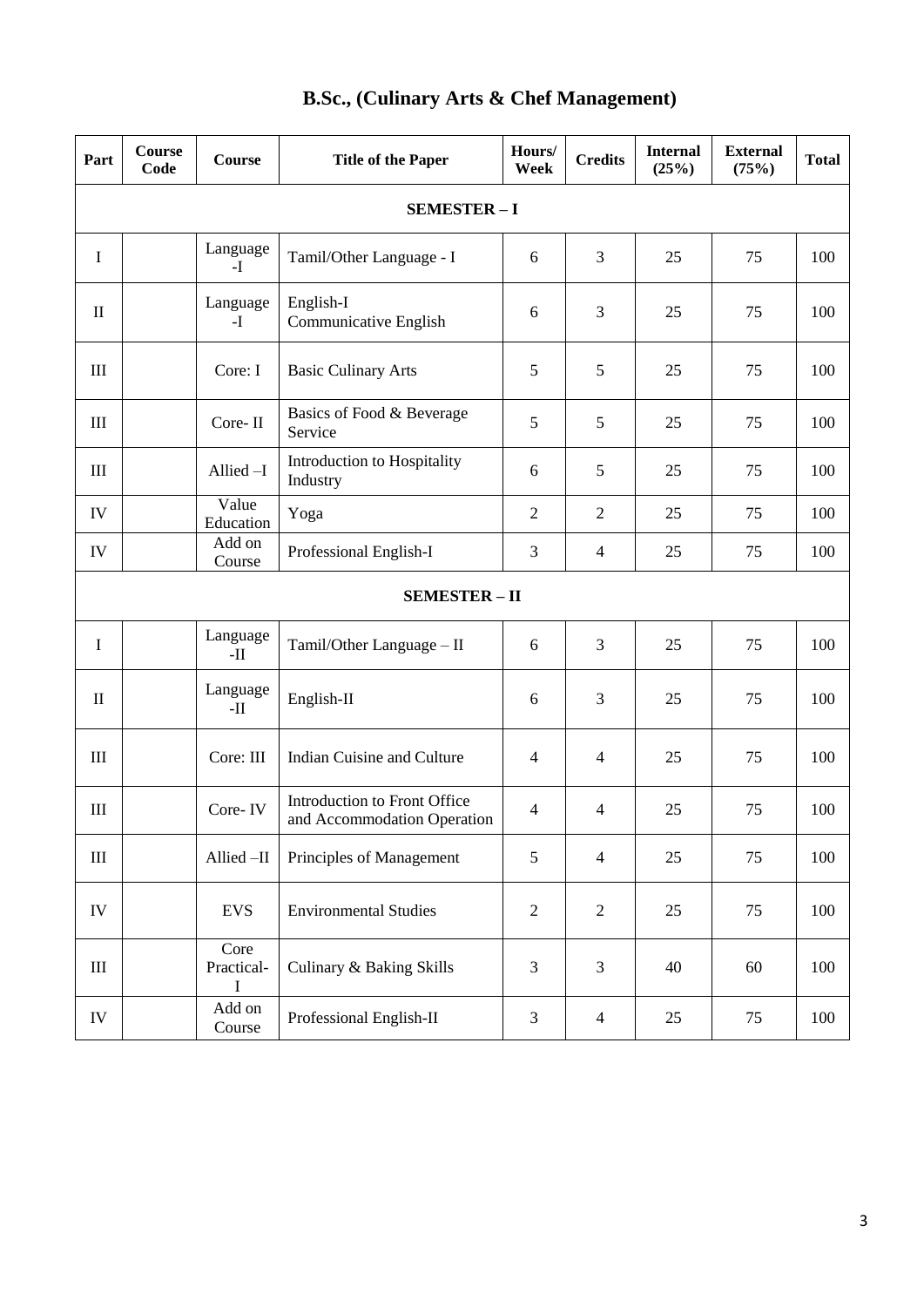# B.Sc., (Culinary Arts & Chef Management)

| Part | Course Code | Course | Title of the Paper | Hours/ Week | Credits | Internal (25%) | External (75%) | Total |
|---|---|---|---|---|---|---|---|---|
| **SEMESTER – I** | | | | | | | | |
| I | | Language -I | Tamil/Other Language - I | 6 | 3 | 25 | 75 | 100 |
| II | | Language -I | English-I Communicative English | 6 | 3 | 25 | 75 | 100 |
| III | | Core: I | Basic Culinary Arts | 5 | 5 | 25 | 75 | 100 |
| III | | Core- II | Basics of Food & Beverage Service | 5 | 5 | 25 | 75 | 100 |
| III | | Allied –I | Introduction to Hospitality Industry | 6 | 5 | 25 | 75 | 100 |
| IV | | Value Education | Yoga | 2 | 2 | 25 | 75 | 100 |
| IV | | Add on Course | Professional English-I | 3 | 4 | 25 | 75 | 100 |
| **SEMESTER – II** | | | | | | | | |
| I | | Language -II | Tamil/Other Language – II | 6 | 3 | 25 | 75 | 100 |
| II | | Language -II | English-II | 6 | 3 | 25 | 75 | 100 |
| III | | Core: III | Indian Cuisine and Culture | 4 | 4 | 25 | 75 | 100 |
| III | | Core- IV | Introduction to Front Office and Accommodation Operation | 4 | 4 | 25 | 75 | 100 |
| III | | Allied –II | Principles of Management | 5 | 4 | 25 | 75 | 100 |
| IV | | EVS | Environmental Studies | 2 | 2 | 25 | 75 | 100 |
| III | | Core Practical-I | Culinary & Baking Skills | 3 | 3 | 40 | 60 | 100 |
| IV | | Add on Course | Professional English-II | 3 | 4 | 25 | 75 | 100 |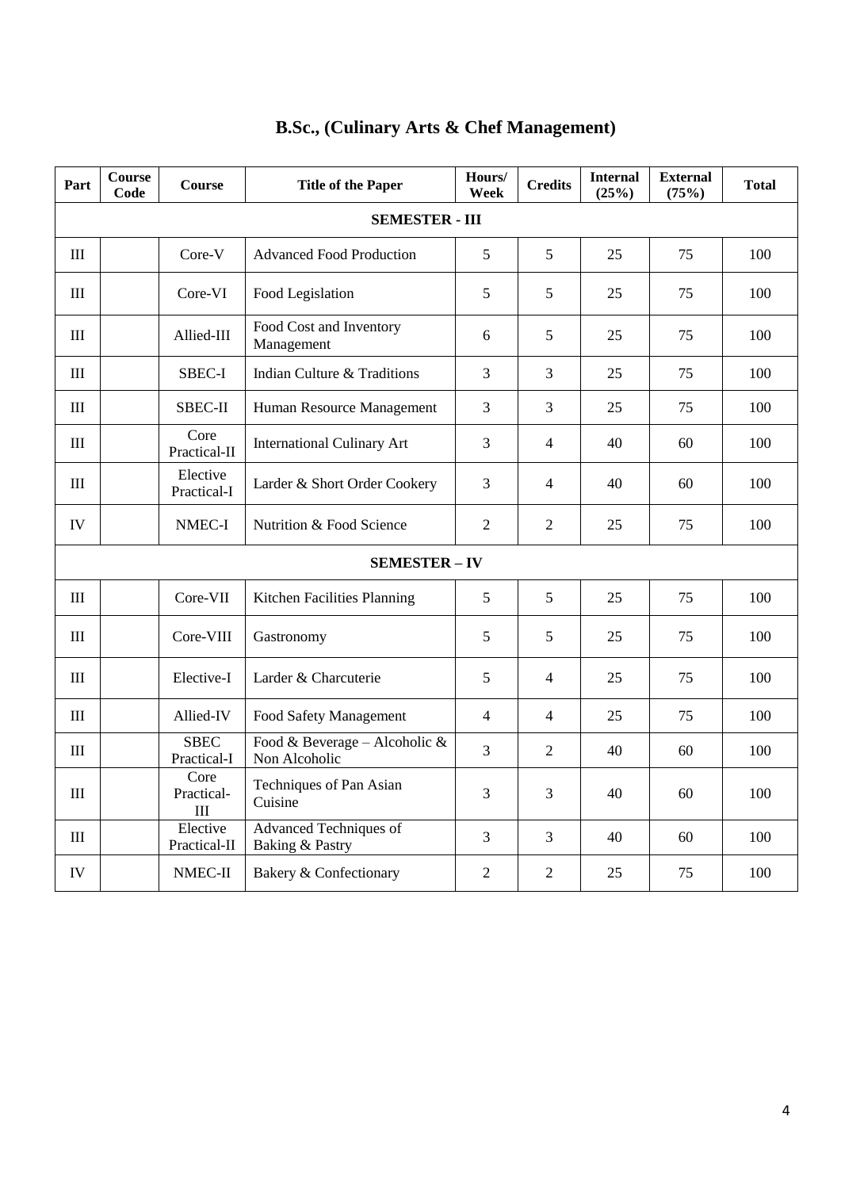# B.Sc., (Culinary Arts & Chef Management)

| Part | Course Code | Course | Title of the Paper | Hours/ Week | Credits | Internal (25%) | External (75%) | Total |
|---|---|---|---|---|---|---|---|---|
| **SEMESTER - III** | | | | | | | | |
| III | | Core-V | Advanced Food Production | 5 | 5 | 25 | 75 | 100 |
| III | | Core-VI | Food Legislation | 5 | 5 | 25 | 75 | 100 |
| III | | Allied-III | Food Cost and Inventory Management | 6 | 5 | 25 | 75 | 100 |
| III | | SBEC-I | Indian Culture & Traditions | 3 | 3 | 25 | 75 | 100 |
| III | | SBEC-II | Human Resource Management | 3 | 3 | 25 | 75 | 100 |
| III | | Core Practical-II | International Culinary Art | 3 | 4 | 40 | 60 | 100 |
| III | | Elective Practical-I | Larder & Short Order Cookery | 3 | 4 | 40 | 60 | 100 |
| IV | | NMEC-I | Nutrition & Food Science | 2 | 2 | 25 | 75 | 100 |
| **SEMESTER – IV** | | | | | | | | |
| III | | Core-VII | Kitchen Facilities Planning | 5 | 5 | 25 | 75 | 100 |
| III | | Core-VIII | Gastronomy | 5 | 5 | 25 | 75 | 100 |
| III | | Elective-I | Larder & Charcuterie | 5 | 4 | 25 | 75 | 100 |
| III | | Allied-IV | Food Safety Management | 4 | 4 | 25 | 75 | 100 |
| III | | SBEC Practical-I | Food & Beverage – Alcoholic & Non Alcoholic | 3 | 2 | 40 | 60 | 100 |
| III | | Core Practical-III | Techniques of Pan Asian Cuisine | 3 | 3 | 40 | 60 | 100 |
| III | | Elective Practical-II | Advanced Techniques of Baking & Pastry | 3 | 3 | 40 | 60 | 100 |
| IV | | NMEC-II | Bakery & Confectionary | 2 | 2 | 25 | 75 | 100 |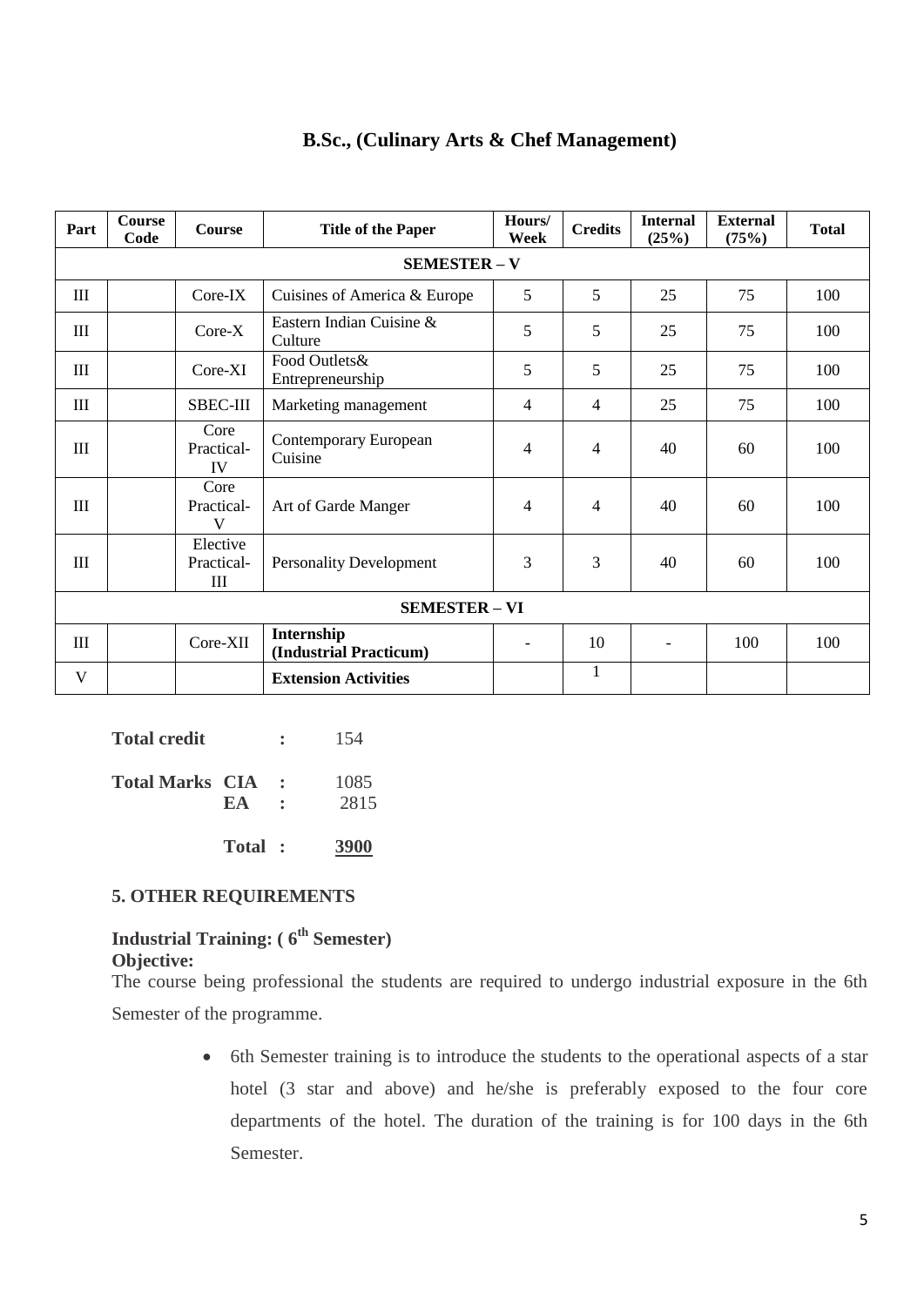## B.Sc., (Culinary Arts & Chef Management)

| Part | Course Code | Course | Title of the Paper | Hours/ Week | Credits | Internal (25%) | External (75%) | Total |
|---|---|---|---|---|---|---|---|---|
| **SEMESTER – V** | | | | | | | | |
| III | | Core-IX | Cuisines of America & Europe | 5 | 5 | 25 | 75 | 100 |
| III | | Core-X | Eastern Indian Cuisine & Culture | 5 | 5 | 25 | 75 | 100 |
| III | | Core-XI | Food Outlets& Entrepreneurship | 5 | 5 | 25 | 75 | 100 |
| III | | SBEC-III | Marketing management | 4 | 4 | 25 | 75 | 100 |
| III | | Core Practical-IV | Contemporary European Cuisine | 4 | 4 | 40 | 60 | 100 |
| III | | Core Practical-V | Art of Garde Manger | 4 | 4 | 40 | 60 | 100 |
| III | | Elective Practical-III | Personality Development | 3 | 3 | 40 | 60 | 100 |
| **SEMESTER – VI** | | | | | | | | |
| III | | Core-XII | **Internship (Industrial Practicum)** | - | 10 | - | 100 | 100 |
| V | | | **Extension Activities** | | 1 | | | |

**Total credit** : 154

**Total Marks CIA** : 1085
**EA** : 2815

**Total** : **3900**

### 5. OTHER REQUIREMENTS

**Industrial Training: ( 6th Semester)**
**Objective:**
The course being professional the students are required to undergo industrial exposure in the 6th Semester of the programme.

- 6th Semester training is to introduce the students to the operational aspects of a star hotel (3 star and above) and he/she is preferably exposed to the four core departments of the hotel. The duration of the training is for 100 days in the 6th Semester.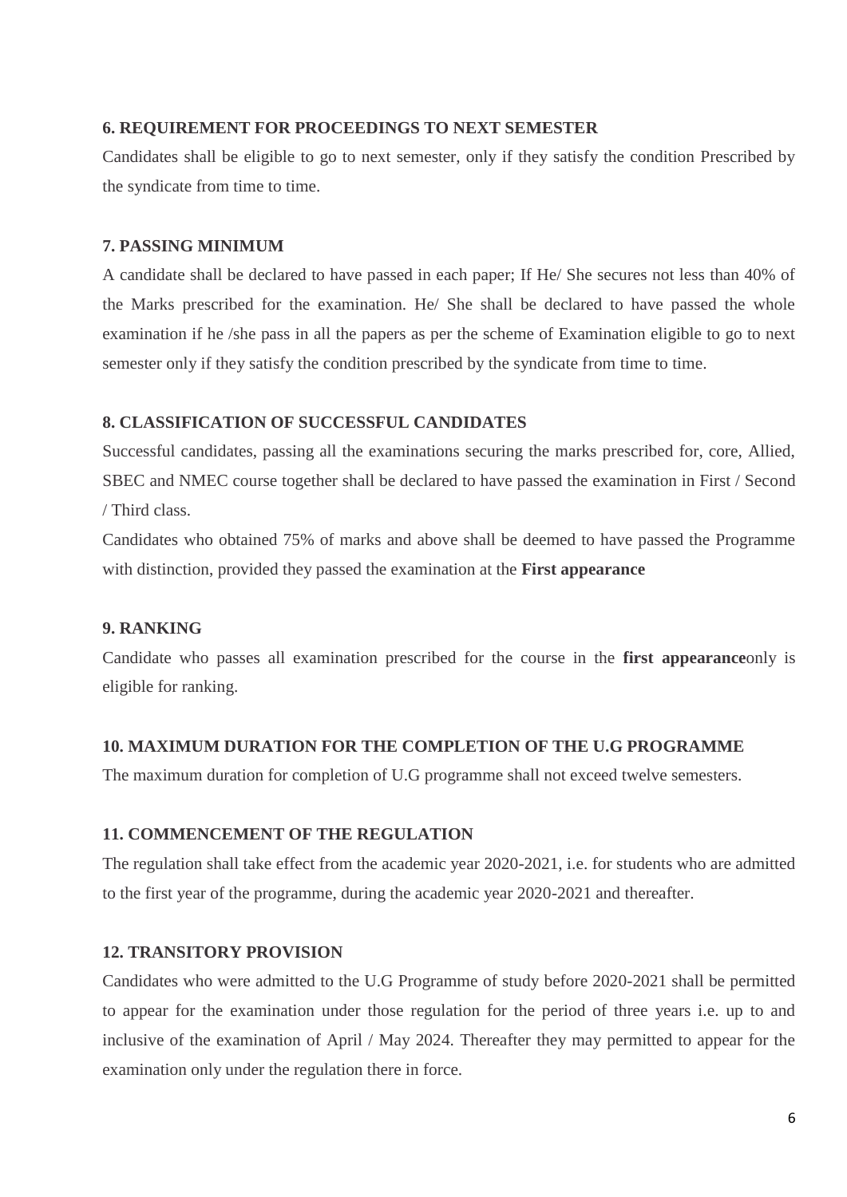### 6. REQUIREMENT FOR PROCEEDINGS TO NEXT SEMESTER

Candidates shall be eligible to go to next semester, only if they satisfy the condition Prescribed by the syndicate from time to time.

### 7. PASSING MINIMUM

A candidate shall be declared to have passed in each paper; If He/ She secures not less than 40% of the Marks prescribed for the examination. He/ She shall be declared to have passed the whole examination if he /she pass in all the papers as per the scheme of Examination eligible to go to next semester only if they satisfy the condition prescribed by the syndicate from time to time.

### 8. CLASSIFICATION OF SUCCESSFUL CANDIDATES

Successful candidates, passing all the examinations securing the marks prescribed for, core, Allied, SBEC and NMEC course together shall be declared to have passed the examination in First / Second / Third class.

Candidates who obtained 75% of marks and above shall be deemed to have passed the Programme with distinction, provided they passed the examination at the **First appearance**

### 9. RANKING

Candidate who passes all examination prescribed for the course in the **first appearance**only is eligible for ranking.

### 10. MAXIMUM DURATION FOR THE COMPLETION OF THE U.G PROGRAMME

The maximum duration for completion of U.G programme shall not exceed twelve semesters.

### 11. COMMENCEMENT OF THE REGULATION

The regulation shall take effect from the academic year 2020-2021, i.e. for students who are admitted to the first year of the programme, during the academic year 2020-2021 and thereafter.

### 12. TRANSITORY PROVISION

Candidates who were admitted to the U.G Programme of study before 2020-2021 shall be permitted to appear for the examination under those regulation for the period of three years i.e. up to and inclusive of the examination of April / May 2024. Thereafter they may permitted to appear for the examination only under the regulation there in force.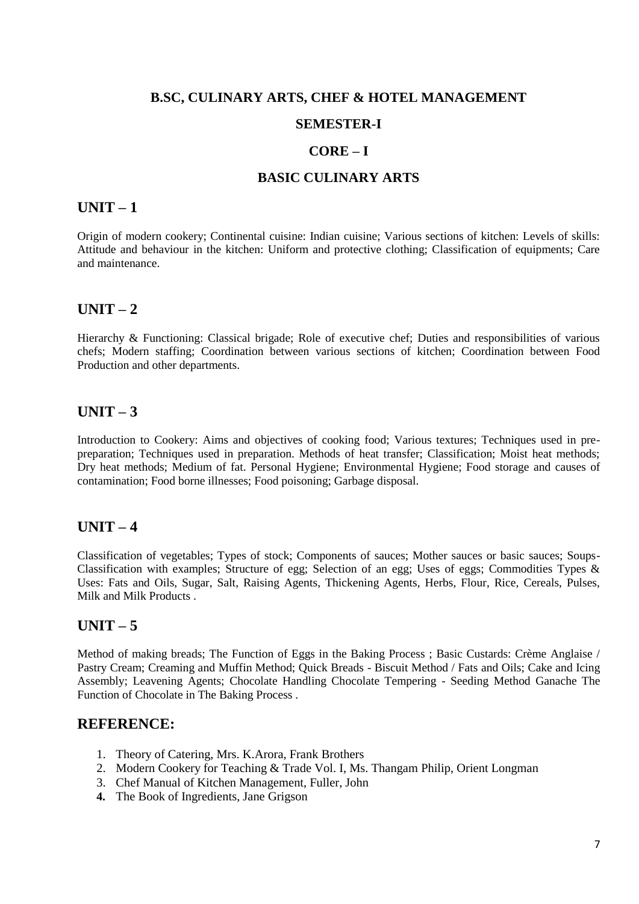**B.SC, CULINARY ARTS, CHEF & HOTEL MANAGEMENT**

**SEMESTER-I**

**CORE – I**

**BASIC CULINARY ARTS**

## UNIT – 1

Origin of modern cookery; Continental cuisine: Indian cuisine; Various sections of kitchen: Levels of skills: Attitude and behaviour in the kitchen: Uniform and protective clothing; Classification of equipments; Care and maintenance.

## UNIT – 2

Hierarchy & Functioning: Classical brigade; Role of executive chef; Duties and responsibilities of various chefs; Modern staffing; Coordination between various sections of kitchen; Coordination between Food Production and other departments.

## UNIT – 3

Introduction to Cookery: Aims and objectives of cooking food; Various textures; Techniques used in pre-preparation; Techniques used in preparation. Methods of heat transfer; Classification; Moist heat methods; Dry heat methods; Medium of fat. Personal Hygiene; Environmental Hygiene; Food storage and causes of contamination; Food borne illnesses; Food poisoning; Garbage disposal.

## UNIT – 4

Classification of vegetables; Types of stock; Components of sauces; Mother sauces or basic sauces; Soups-Classification with examples; Structure of egg; Selection of an egg; Uses of eggs; Commodities Types & Uses: Fats and Oils, Sugar, Salt, Raising Agents, Thickening Agents, Herbs, Flour, Rice, Cereals, Pulses, Milk and Milk Products .

## UNIT – 5

Method of making breads; The Function of Eggs in the Baking Process ; Basic Custards: Crème Anglaise / Pastry Cream; Creaming and Muffin Method; Quick Breads - Biscuit Method / Fats and Oils; Cake and Icing Assembly; Leavening Agents; Chocolate Handling Chocolate Tempering - Seeding Method Ganache The Function of Chocolate in The Baking Process .

## REFERENCE:

1. Theory of Catering, Mrs. K.Arora, Frank Brothers
2. Modern Cookery for Teaching & Trade Vol. I, Ms. Thangam Philip, Orient Longman
3. Chef Manual of Kitchen Management, Fuller, John
4. The Book of Ingredients, Jane Grigson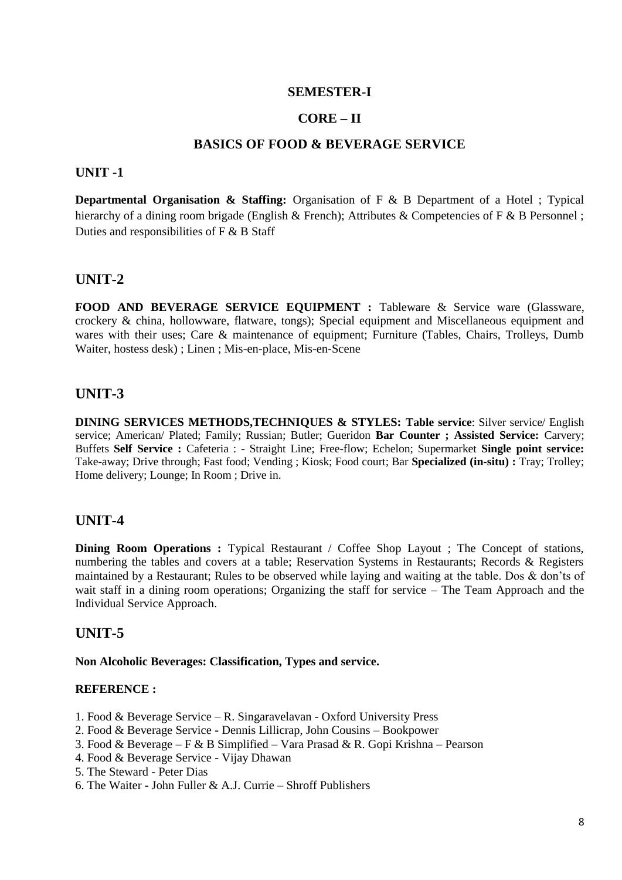## SEMESTER-I

## CORE – II

## BASICS OF FOOD & BEVERAGE SERVICE

### UNIT -1

**Departmental Organisation & Staffing:** Organisation of F & B Department of a Hotel ; Typical hierarchy of a dining room brigade (English & French); Attributes & Competencies of F & B Personnel ; Duties and responsibilities of F & B Staff

### UNIT-2

**FOOD AND BEVERAGE SERVICE EQUIPMENT :** Tableware & Service ware (Glassware, crockery & china, hollowware, flatware, tongs); Special equipment and Miscellaneous equipment and wares with their uses; Care & maintenance of equipment; Furniture (Tables, Chairs, Trolleys, Dumb Waiter, hostess desk) ; Linen ; Mis-en-place, Mis-en-Scene

### UNIT-3

**DINING SERVICES METHODS,TECHNIQUES & STYLES: Table service**: Silver service/ English service; American/ Plated; Family; Russian; Butler; Gueridon **Bar Counter ; Assisted Service:** Carvery; Buffets **Self Service :** Cafeteria : - Straight Line; Free-flow; Echelon; Supermarket **Single point service:** Take-away; Drive through; Fast food; Vending ; Kiosk; Food court; Bar **Specialized (in-situ) :** Tray; Trolley; Home delivery; Lounge; In Room ; Drive in.

### UNIT-4

**Dining Room Operations :** Typical Restaurant / Coffee Shop Layout ; The Concept of stations, numbering the tables and covers at a table; Reservation Systems in Restaurants; Records & Registers maintained by a Restaurant; Rules to be observed while laying and waiting at the table. Dos & don'ts of wait staff in a dining room operations; Organizing the staff for service – The Team Approach and the Individual Service Approach.

### UNIT-5

**Non Alcoholic Beverages: Classification, Types and service.**

**REFERENCE :**

1. Food & Beverage Service – R. Singaravelavan - Oxford University Press
2. Food & Beverage Service - Dennis Lillicrap, John Cousins – Bookpower
3. Food & Beverage – F & B Simplified – Vara Prasad & R. Gopi Krishna – Pearson
4. Food & Beverage Service - Vijay Dhawan
5. The Steward - Peter Dias
6. The Waiter - John Fuller & A.J. Currie – Shroff Publishers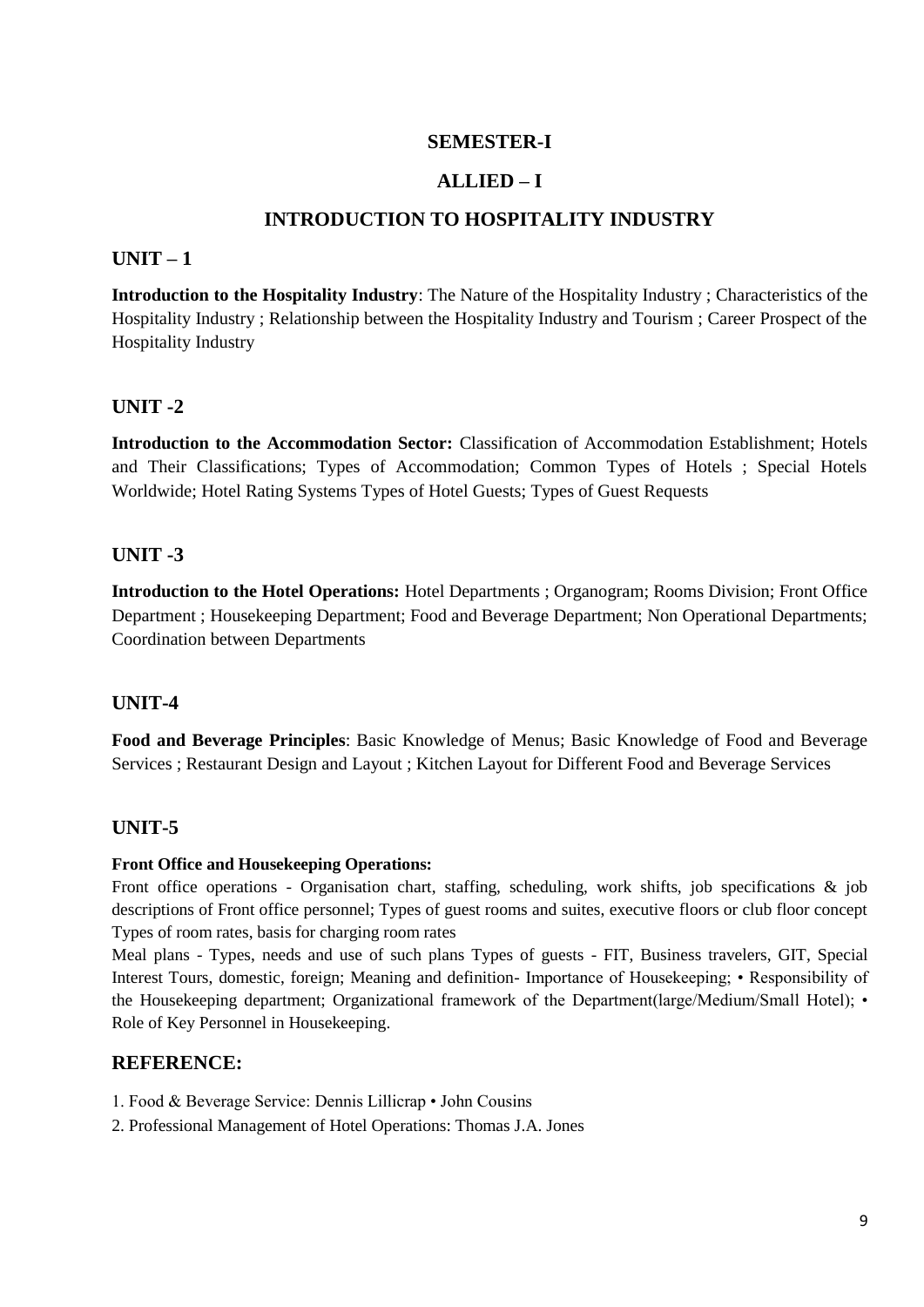## SEMESTER-I

## ALLIED – I

## INTRODUCTION TO HOSPITALITY INDUSTRY

### UNIT – 1

**Introduction to the Hospitality Industry**: The Nature of the Hospitality Industry ; Characteristics of the Hospitality Industry ; Relationship between the Hospitality Industry and Tourism ; Career Prospect of the Hospitality Industry

### UNIT -2

**Introduction to the Accommodation Sector:** Classification of Accommodation Establishment; Hotels and Their Classifications; Types of Accommodation; Common Types of Hotels ; Special Hotels Worldwide; Hotel Rating Systems Types of Hotel Guests; Types of Guest Requests

### UNIT -3

**Introduction to the Hotel Operations:** Hotel Departments ; Organogram; Rooms Division; Front Office Department ; Housekeeping Department; Food and Beverage Department; Non Operational Departments; Coordination between Departments

### UNIT-4

**Food and Beverage Principles**: Basic Knowledge of Menus; Basic Knowledge of Food and Beverage Services ; Restaurant Design and Layout ; Kitchen Layout for Different Food and Beverage Services

### UNIT-5

**Front Office and Housekeeping Operations:**

Front office operations - Organisation chart, staffing, scheduling, work shifts, job specifications & job descriptions of Front office personnel; Types of guest rooms and suites, executive floors or club floor concept Types of room rates, basis for charging room rates

Meal plans - Types, needs and use of such plans Types of guests - FIT, Business travelers, GIT, Special Interest Tours, domestic, foreign; Meaning and definition- Importance of Housekeeping; • Responsibility of the Housekeeping department; Organizational framework of the Department(large/Medium/Small Hotel); • Role of Key Personnel in Housekeeping.

### REFERENCE:

1. Food & Beverage Service: Dennis Lillicrap • John Cousins
2. Professional Management of Hotel Operations: Thomas J.A. Jones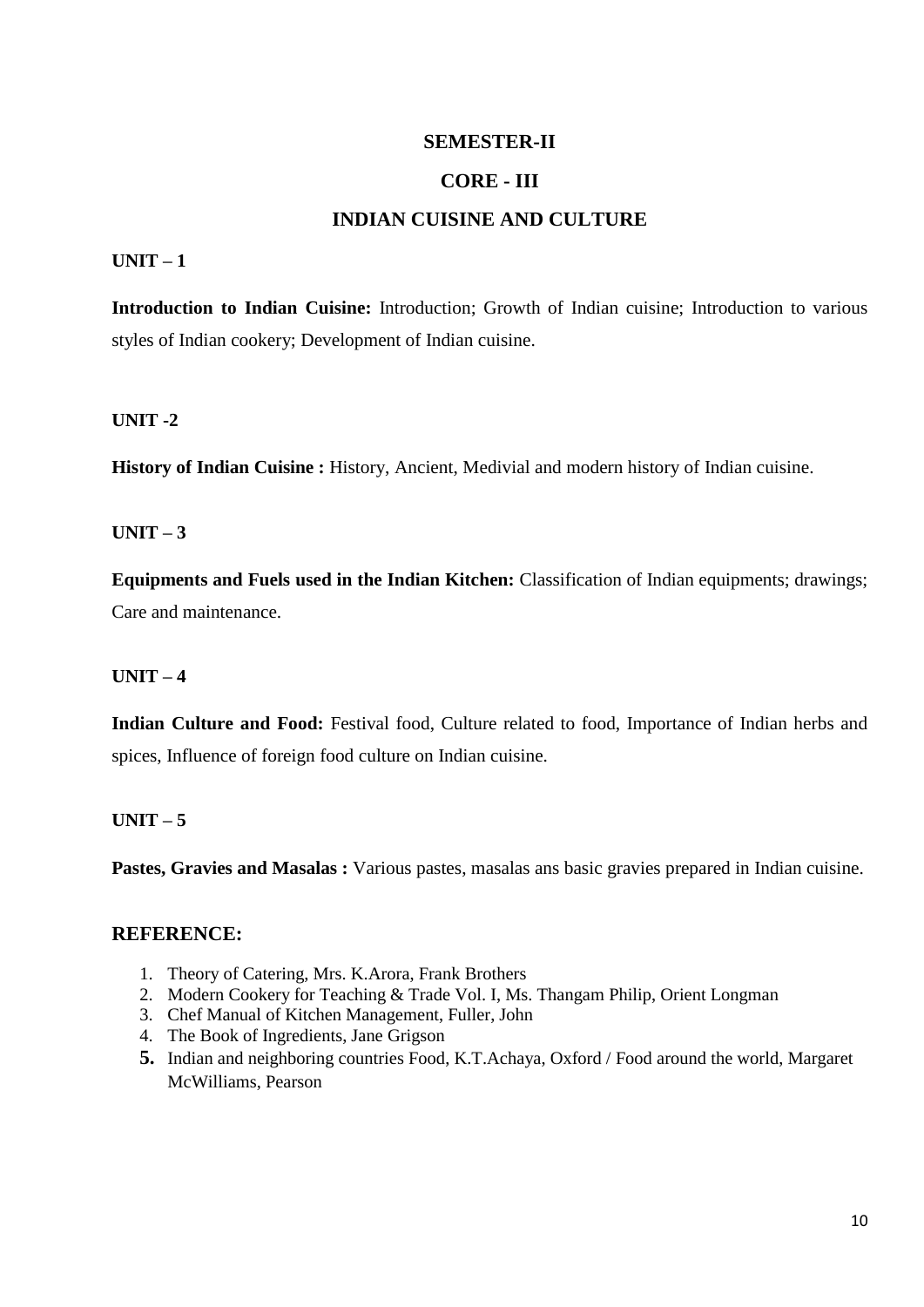## SEMESTER-II

## CORE - III

# INDIAN CUISINE AND CULTURE

### UNIT – 1

**Introduction to Indian Cuisine:** Introduction; Growth of Indian cuisine; Introduction to various styles of Indian cookery; Development of Indian cuisine.

### UNIT -2

**History of Indian Cuisine :** History, Ancient, Medivial and modern history of Indian cuisine.

### UNIT – 3

**Equipments and Fuels used in the Indian Kitchen:** Classification of Indian equipments; drawings; Care and maintenance.

### UNIT – 4

**Indian Culture and Food:** Festival food, Culture related to food, Importance of Indian herbs and spices, Influence of foreign food culture on Indian cuisine.

### UNIT – 5

**Pastes, Gravies and Masalas :** Various pastes, masalas ans basic gravies prepared in Indian cuisine.

## REFERENCE:

1. Theory of Catering, Mrs. K.Arora, Frank Brothers
2. Modern Cookery for Teaching & Trade Vol. I, Ms. Thangam Philip, Orient Longman
3. Chef Manual of Kitchen Management, Fuller, John
4. The Book of Ingredients, Jane Grigson
5. Indian and neighboring countries Food, K.T.Achaya, Oxford / Food around the world, Margaret McWilliams, Pearson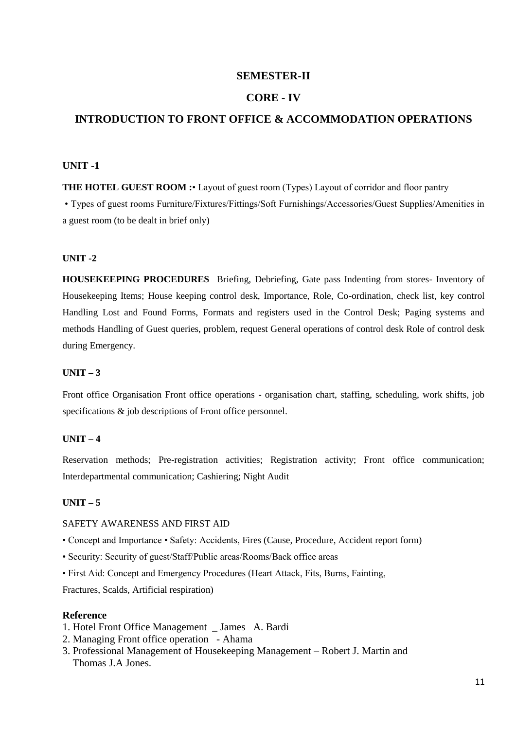## SEMESTER-II

## CORE - IV

# INTRODUCTION TO FRONT OFFICE & ACCOMMODATION OPERATIONS

### UNIT -1

**THE HOTEL GUEST ROOM :**• Layout of guest room (Types) Layout of corridor and floor pantry

• Types of guest rooms Furniture/Fixtures/Fittings/Soft Furnishings/Accessories/Guest Supplies/Amenities in a guest room (to be dealt in brief only)

### UNIT -2

**HOUSEKEEPING PROCEDURES** Briefing, Debriefing, Gate pass Indenting from stores- Inventory of Housekeeping Items; House keeping control desk, Importance, Role, Co-ordination, check list, key control Handling Lost and Found Forms, Formats and registers used in the Control Desk; Paging systems and methods Handling of Guest queries, problem, request General operations of control desk Role of control desk during Emergency.

### UNIT – 3

Front office Organisation Front office operations - organisation chart, staffing, scheduling, work shifts, job specifications & job descriptions of Front office personnel.

### UNIT – 4

Reservation methods; Pre-registration activities; Registration activity; Front office communication; Interdepartmental communication; Cashiering; Night Audit

### UNIT – 5

SAFETY AWARENESS AND FIRST AID

• Concept and Importance • Safety: Accidents, Fires (Cause, Procedure, Accident report form)

• Security: Security of guest/Staff/Public areas/Rooms/Back office areas

• First Aid: Concept and Emergency Procedures (Heart Attack, Fits, Burns, Fainting, Fractures, Scalds, Artificial respiration)

### Reference

1. Hotel Front Office Management _ James A. Bardi
2. Managing Front office operation - Ahama
3. Professional Management of Housekeeping Management – Robert J. Martin and Thomas J.A Jones.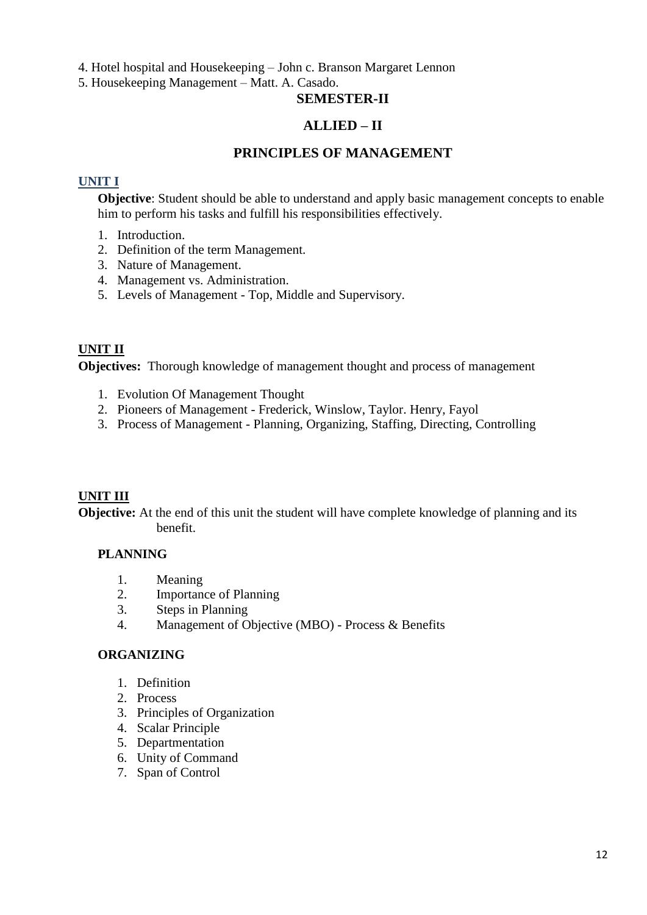4. Hotel hospital and Housekeeping – John c. Branson Margaret Lennon
5. Housekeeping Management – Matt. A. Casado.

## SEMESTER-II

## ALLIED – II

## PRINCIPLES OF MANAGEMENT

### UNIT I

**Objective**: Student should be able to understand and apply basic management concepts to enable him to perform his tasks and fulfill his responsibilities effectively.

1. Introduction.
2. Definition of the term Management.
3. Nature of Management.
4. Management vs. Administration.
5. Levels of Management - Top, Middle and Supervisory.

### UNIT II

**Objectives:** Thorough knowledge of management thought and process of management

1. Evolution Of Management Thought
2. Pioneers of Management - Frederick, Winslow, Taylor. Henry, Fayol
3. Process of Management - Planning, Organizing, Staffing, Directing, Controlling

### UNIT III

**Objective:** At the end of this unit the student will have complete knowledge of planning and its benefit.

**PLANNING**

1. Meaning
2. Importance of Planning
3. Steps in Planning
4. Management of Objective (MBO) - Process & Benefits

**ORGANIZING**

1. Definition
2. Process
3. Principles of Organization
4. Scalar Principle
5. Departmentation
6. Unity of Command
7. Span of Control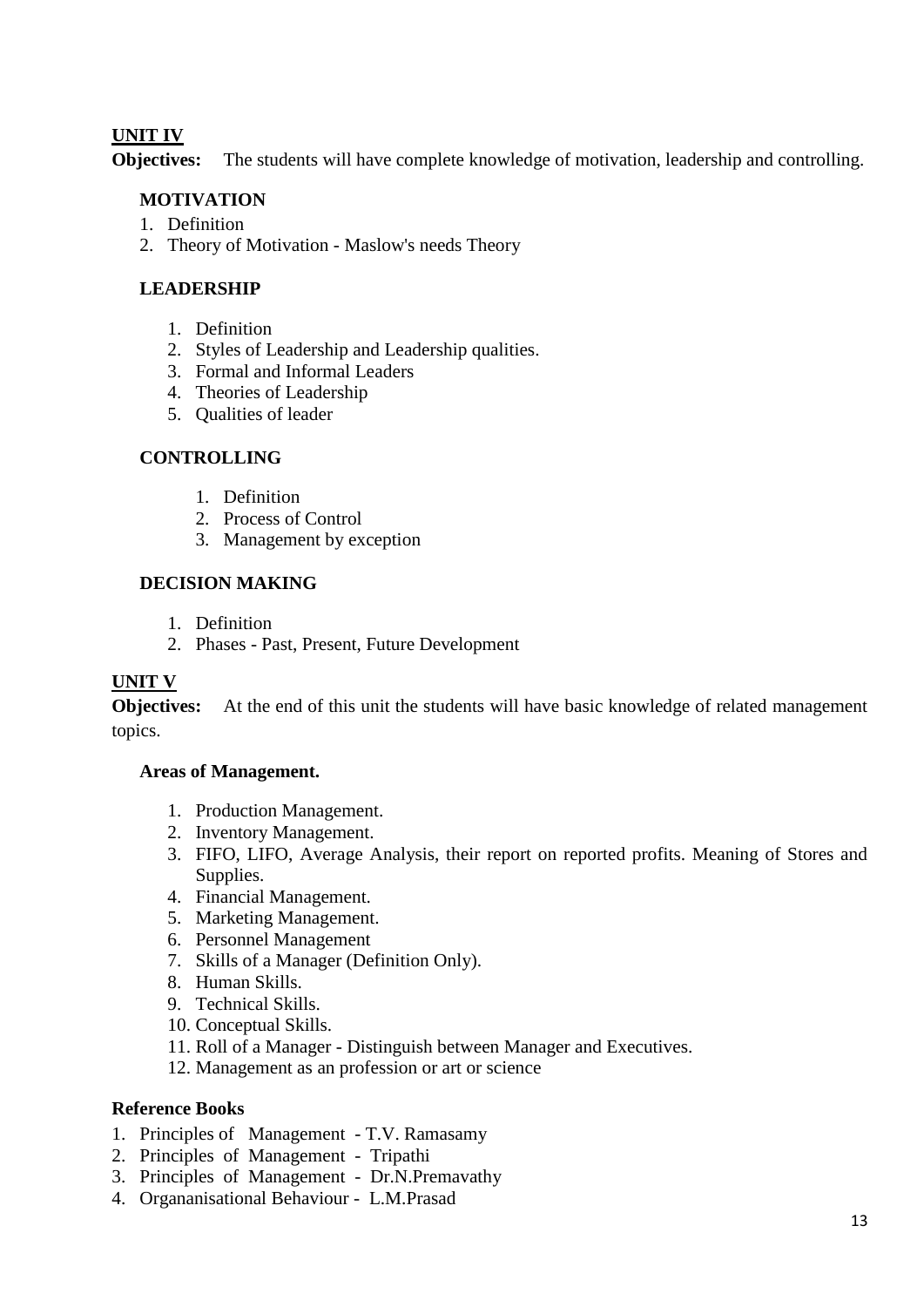## UNIT IV

**Objectives:** The students will have complete knowledge of motivation, leadership and controlling.

### MOTIVATION

1. Definition
2. Theory of Motivation - Maslow's needs Theory

### LEADERSHIP

1. Definition
2. Styles of Leadership and Leadership qualities.
3. Formal and Informal Leaders
4. Theories of Leadership
5. Qualities of leader

### CONTROLLING

1. Definition
2. Process of Control
3. Management by exception

### DECISION MAKING

1. Definition
2. Phases - Past, Present, Future Development

## UNIT V

**Objectives:** At the end of this unit the students will have basic knowledge of related management topics.

**Areas of Management.**

1. Production Management.
2. Inventory Management.
3. FIFO, LIFO, Average Analysis, their report on reported profits. Meaning of Stores and Supplies.
4. Financial Management.
5. Marketing Management.
6. Personnel Management
7. Skills of a Manager (Definition Only).
8. Human Skills.
9. Technical Skills.
10. Conceptual Skills.
11. Roll of a Manager - Distinguish between Manager and Executives.
12. Management as an profession or art or science

### Reference Books

1. Principles of Management - T.V. Ramasamy
2. Principles of Management - Tripathi
3. Principles of Management - Dr.N.Premavathy
4. Organanisational Behaviour - L.M.Prasad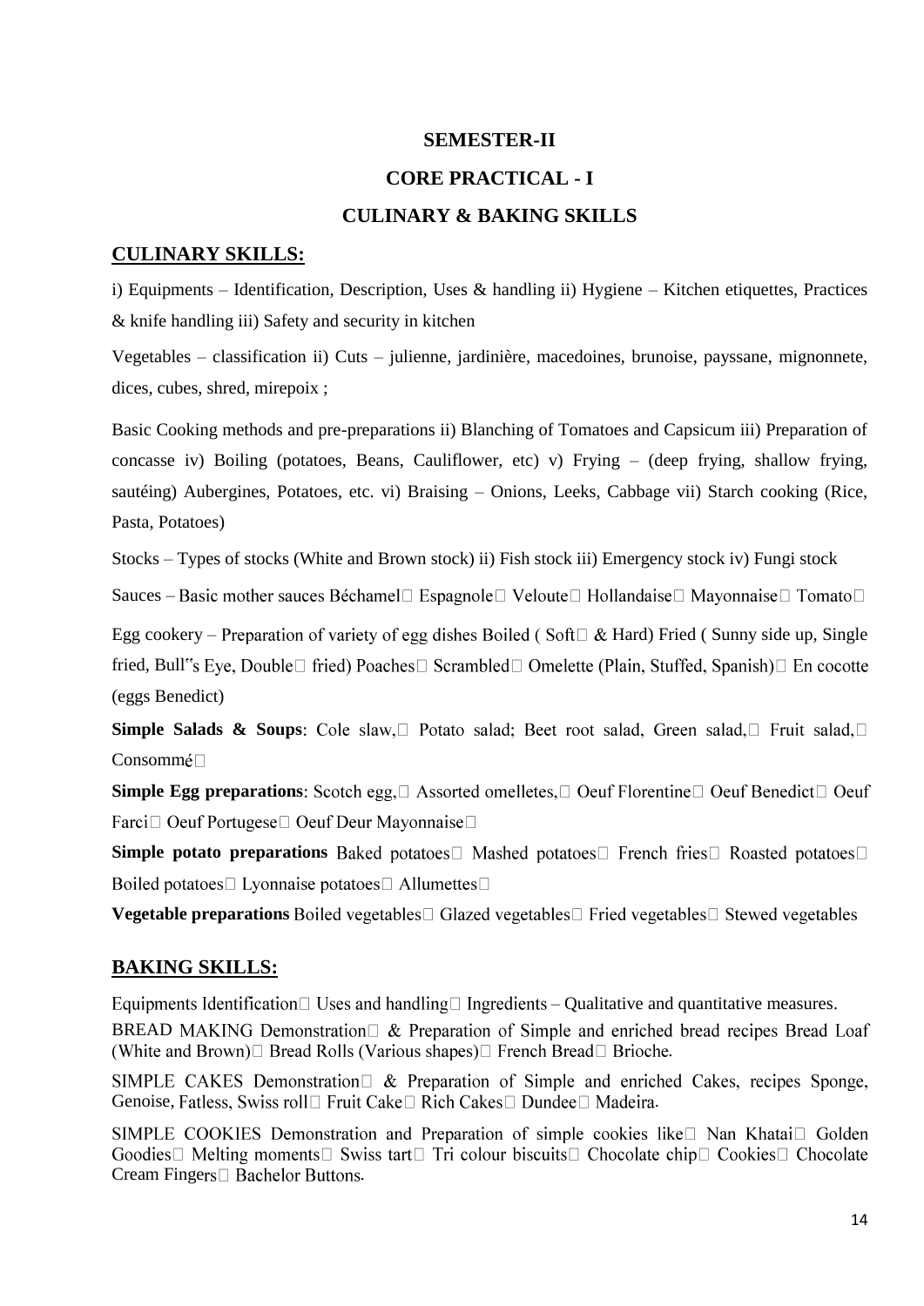**SEMESTER-II**

**CORE PRACTICAL - I**

**CULINARY & BAKING SKILLS**

## CULINARY SKILLS:

i) Equipments – Identification, Description, Uses & handling ii) Hygiene – Kitchen etiquettes, Practices & knife handling iii) Safety and security in kitchen

Vegetables – classification ii) Cuts – julienne, jardinière, macedoines, brunoise, payssane, mignonnete, dices, cubes, shred, mirepoix ;

Basic Cooking methods and pre-preparations ii) Blanching of Tomatoes and Capsicum iii) Preparation of concasse iv) Boiling (potatoes, Beans, Cauliflower, etc) v) Frying – (deep frying, shallow frying, sautéing) Aubergines, Potatoes, etc. vi) Braising – Onions, Leeks, Cabbage vii) Starch cooking (Rice, Pasta, Potatoes)

Stocks – Types of stocks (White and Brown stock) ii) Fish stock iii) Emergency stock iv) Fungi stock

Sauces – Basic mother sauces Béchamel Espagnole Veloute Hollandaise Mayonnaise Tomato

Egg cookery – Preparation of variety of egg dishes Boiled ( Soft & Hard) Fried ( Sunny side up, Single fried, Bull"s Eye, Double fried) Poaches Scrambled Omelette (Plain, Stuffed, Spanish) En cocotte (eggs Benedict)

**Simple Salads & Soups**: Cole slaw, Potato salad; Beet root salad, Green salad, Fruit salad, Consommé

**Simple Egg preparations**: Scotch egg, Assorted omelletes, Oeuf Florentine Oeuf Benedict Oeuf Farci Oeuf Portugese Oeuf Deur Mayonnaise

**Simple potato preparations** Baked potatoes Mashed potatoes French fries Roasted potatoes Boiled potatoes Lyonnaise potatoes Allumettes

**Vegetable preparations** Boiled vegetables Glazed vegetables Fried vegetables Stewed vegetables

## BAKING SKILLS:

Equipments Identification Uses and handling Ingredients – Qualitative and quantitative measures.

BREAD MAKING Demonstration & Preparation of Simple and enriched bread recipes Bread Loaf (White and Brown) Bread Rolls (Various shapes) French Bread Brioche.

SIMPLE CAKES Demonstration & Preparation of Simple and enriched Cakes, recipes Sponge, Genoise, Fatless, Swiss roll Fruit Cake Rich Cakes Dundee Madeira.

SIMPLE COOKIES Demonstration and Preparation of simple cookies like Nan Khatai Golden Goodies Melting moments Swiss tart Tri colour biscuits Chocolate chip Cookies Chocolate Cream Fingers Bachelor Buttons.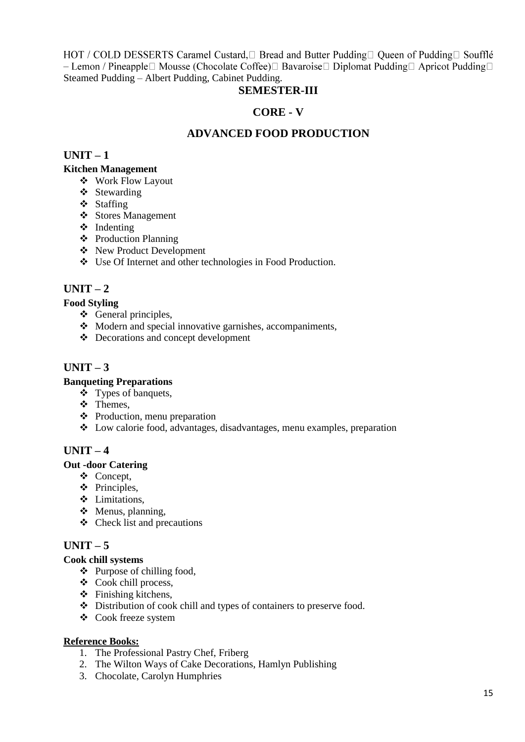HOT / COLD DESSERTS Caramel Custard,□ Bread and Butter Pudding□ Queen of Pudding□ Soufflé – Lemon / Pineapple□ Mousse (Chocolate Coffee)□ Bavaroise□ Diplomat Pudding□ Apricot Pudding□ Steamed Pudding – Albert Pudding, Cabinet Pudding.

## SEMESTER-III

## CORE - V

## ADVANCED FOOD PRODUCTION

### UNIT – 1

**Kitchen Management**

- Work Flow Layout
- Stewarding
- Staffing
- Stores Management
- Indenting
- Production Planning
- New Product Development
- Use Of Internet and other technologies in Food Production.

### UNIT – 2

**Food Styling**

- General principles,
- Modern and special innovative garnishes, accompaniments,
- Decorations and concept development

### UNIT – 3

**Banqueting Preparations**

- Types of banquets,
- Themes,
- Production, menu preparation
- Low calorie food, advantages, disadvantages, menu examples, preparation

### UNIT – 4

**Out -door Catering**

- Concept,
- Principles,
- Limitations,
- Menus, planning,
- Check list and precautions

### UNIT – 5

**Cook chill systems**

- Purpose of chilling food,
- Cook chill process,
- Finishing kitchens,
- Distribution of cook chill and types of containers to preserve food.
- Cook freeze system

**Reference Books:**

1. The Professional Pastry Chef, Friberg
2. The Wilton Ways of Cake Decorations, Hamlyn Publishing
3. Chocolate, Carolyn Humphries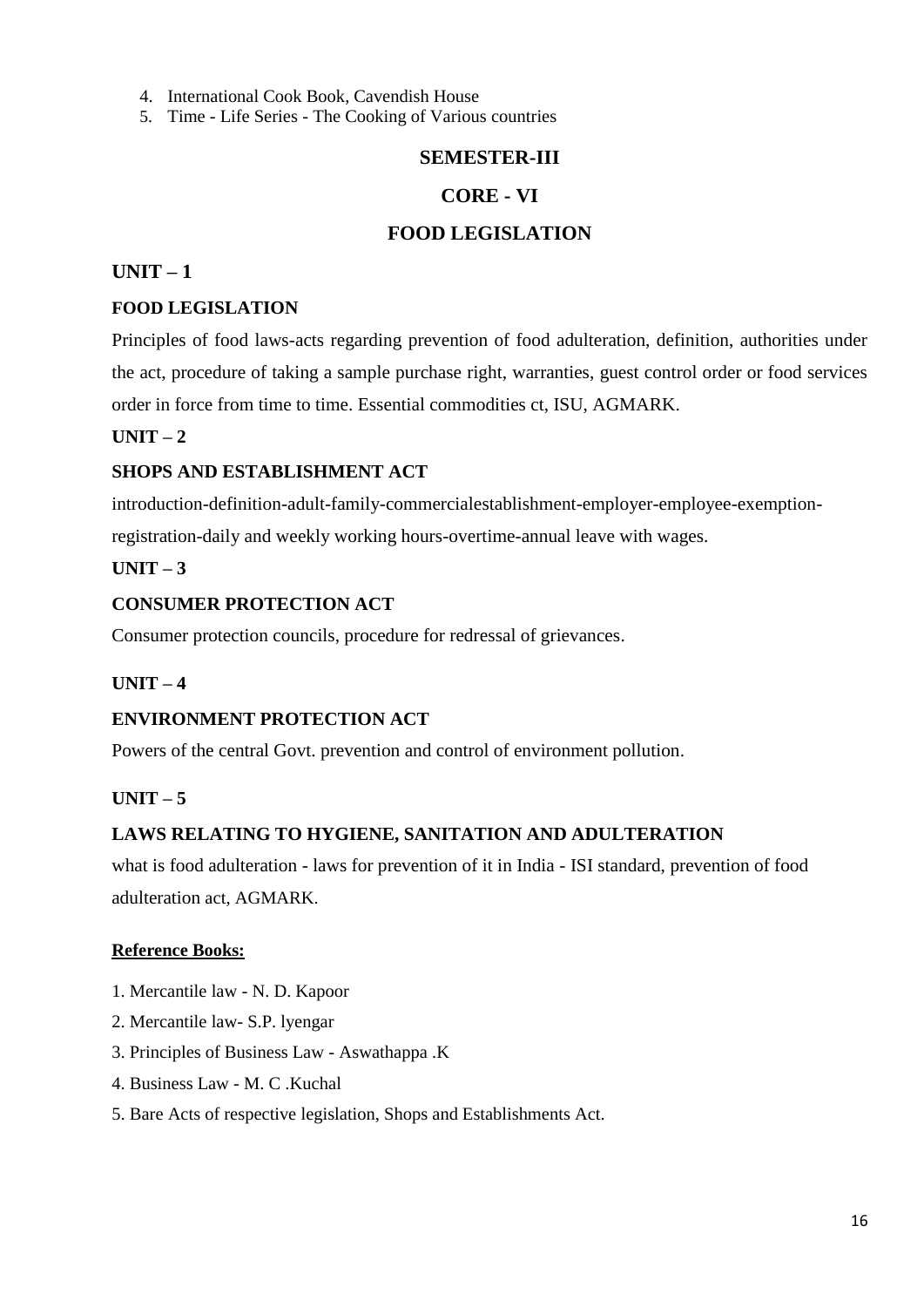4. International Cook Book, Cavendish House
5. Time - Life Series - The Cooking of Various countries

## SEMESTER-III

## CORE - VI

## FOOD LEGISLATION

### UNIT – 1

**FOOD LEGISLATION**

Principles of food laws-acts regarding prevention of food adulteration, definition, authorities under the act, procedure of taking a sample purchase right, warranties, guest control order or food services order in force from time to time. Essential commodities ct, ISU, AGMARK.

### UNIT – 2

**SHOPS AND ESTABLISHMENT ACT**

introduction-definition-adult-family-commercialestablishment-employer-employee-exemption-registration-daily and weekly working hours-overtime-annual leave with wages.

### UNIT – 3

**CONSUMER PROTECTION ACT**

Consumer protection councils, procedure for redressal of grievances.

### UNIT – 4

**ENVIRONMENT PROTECTION ACT**

Powers of the central Govt. prevention and control of environment pollution.

### UNIT – 5

**LAWS RELATING TO HYGIENE, SANITATION AND ADULTERATION**

what is food adulteration - laws for prevention of it in India - ISI standard, prevention of food adulteration act, AGMARK.

**Reference Books:**

1. Mercantile law - N. D. Kapoor
2. Mercantile law- S.P. lyengar
3. Principles of Business Law - Aswathappa .K
4. Business Law - M. C .Kuchal
5. Bare Acts of respective legislation, Shops and Establishments Act.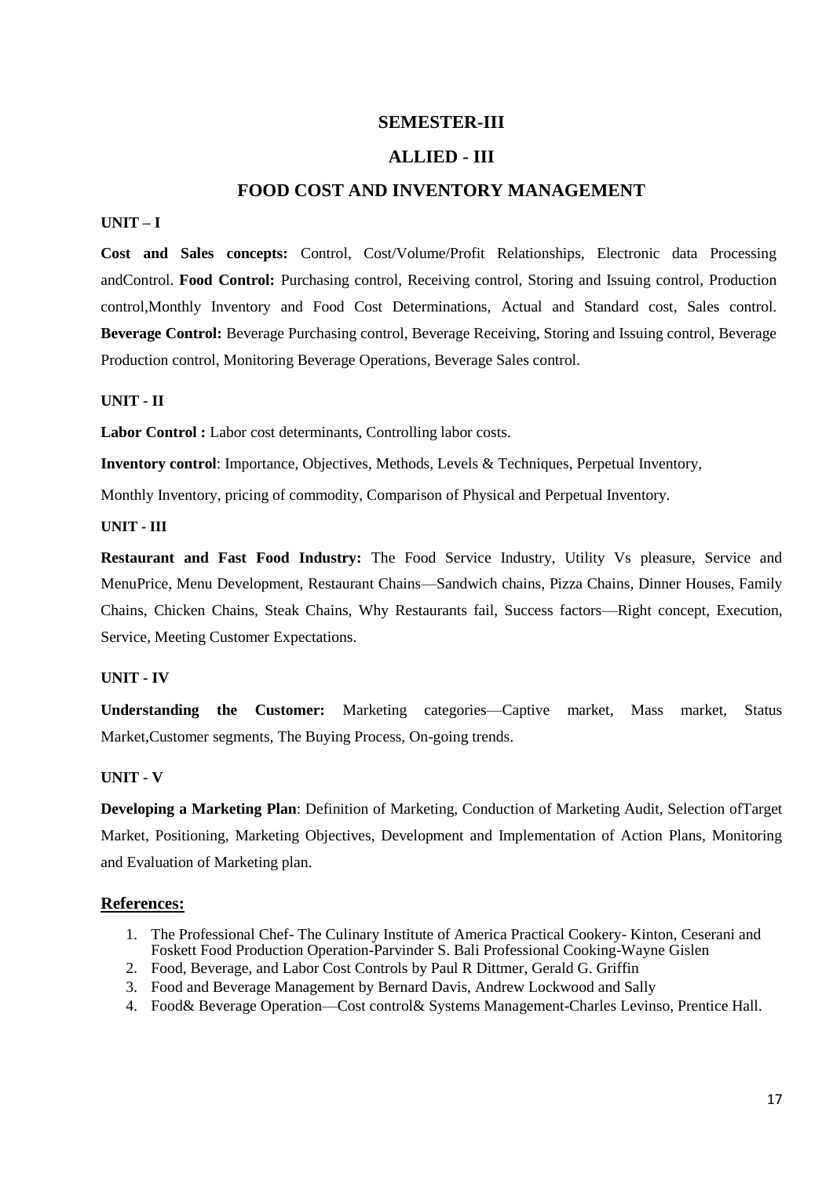## SEMESTER-III

## ALLIED - III

# FOOD COST AND INVENTORY MANAGEMENT

**UNIT – I**

**Cost and Sales concepts:** Control, Cost/Volume/Profit Relationships, Electronic data Processing andControl. **Food Control:** Purchasing control, Receiving control, Storing and Issuing control, Production control,Monthly Inventory and Food Cost Determinations, Actual and Standard cost, Sales control. **Beverage Control:** Beverage Purchasing control, Beverage Receiving, Storing and Issuing control, Beverage Production control, Monitoring Beverage Operations, Beverage Sales control.

**UNIT - II**

**Labor Control :** Labor cost determinants, Controlling labor costs.

**Inventory control**: Importance, Objectives, Methods, Levels & Techniques, Perpetual Inventory,

Monthly Inventory, pricing of commodity, Comparison of Physical and Perpetual Inventory.

**UNIT - III**

**Restaurant and Fast Food Industry:** The Food Service Industry, Utility Vs pleasure, Service and MenuPrice, Menu Development, Restaurant Chains—Sandwich chains, Pizza Chains, Dinner Houses, Family Chains, Chicken Chains, Steak Chains, Why Restaurants fail, Success factors—Right concept, Execution, Service, Meeting Customer Expectations.

**UNIT - IV**

**Understanding the Customer:** Marketing categories—Captive market, Mass market, Status Market,Customer segments, The Buying Process, On-going trends.

**UNIT - V**

**Developing a Marketing Plan**: Definition of Marketing, Conduction of Marketing Audit, Selection ofTarget Market, Positioning, Marketing Objectives, Development and Implementation of Action Plans, Monitoring and Evaluation of Marketing plan.

**References:**

1. The Professional Chef- The Culinary Institute of America Practical Cookery- Kinton, Ceserani and Foskett Food Production Operation-Parvinder S. Bali Professional Cooking-Wayne Gislen
2. Food, Beverage, and Labor Cost Controls by Paul R Dittmer, Gerald G. Griffin
3. Food and Beverage Management by Bernard Davis, Andrew Lockwood and Sally
4. Food& Beverage Operation—Cost control& Systems Management-Charles Levinso, Prentice Hall.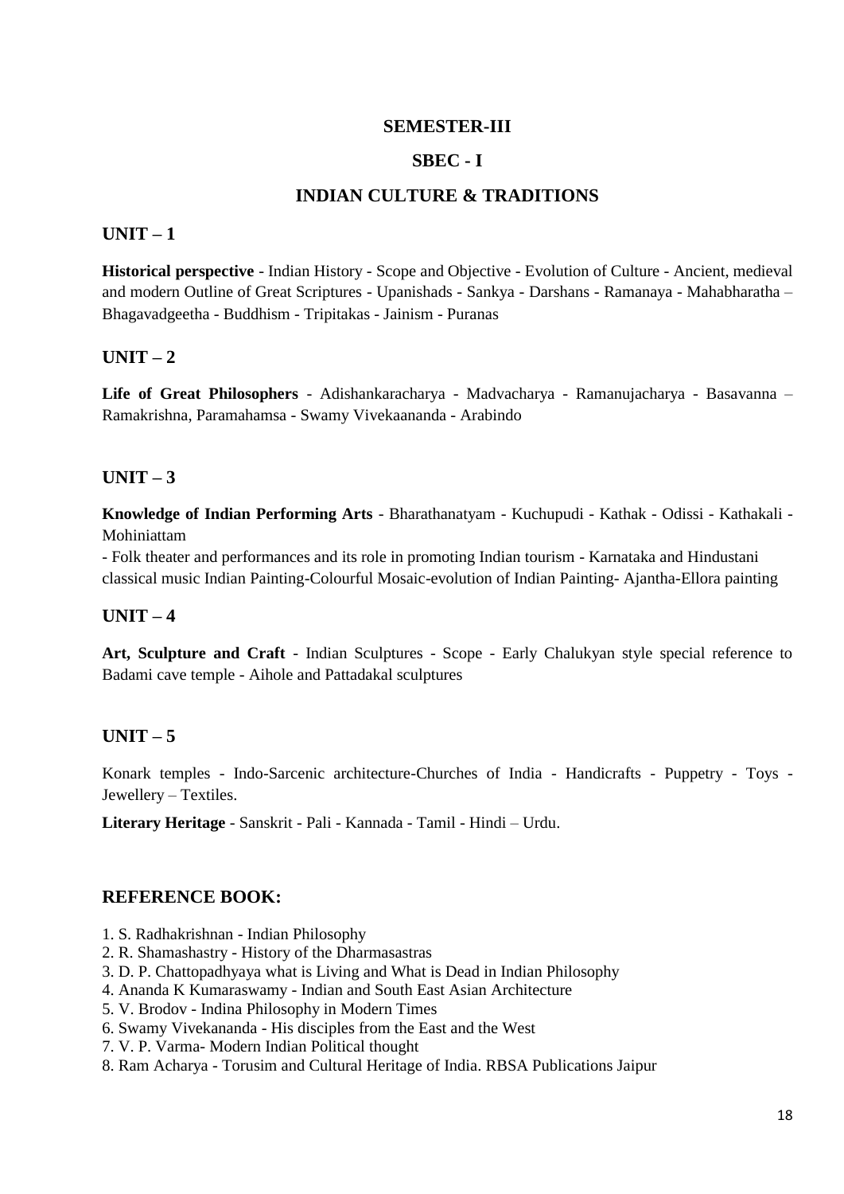## SEMESTER-III

## SBEC - I

## INDIAN CULTURE & TRADITIONS

### UNIT – 1

**Historical perspective** - Indian History - Scope and Objective - Evolution of Culture - Ancient, medieval and modern Outline of Great Scriptures - Upanishads - Sankya - Darshans - Ramanaya - Mahabharatha – Bhagavadgeetha - Buddhism - Tripitakas - Jainism - Puranas

### UNIT – 2

**Life of Great Philosophers** - Adishankaracharya - Madvacharya - Ramanujacharya - Basavanna – Ramakrishna, Paramahamsa - Swamy Vivekaananda - Arabindo

### UNIT – 3

**Knowledge of Indian Performing Arts** - Bharathanatyam - Kuchupudi - Kathak - Odissi - Kathakali - Mohiniattam

- Folk theater and performances and its role in promoting Indian tourism - Karnataka and Hindustani classical music Indian Painting-Colourful Mosaic-evolution of Indian Painting- Ajantha-Ellora painting

### UNIT – 4

**Art, Sculpture and Craft** - Indian Sculptures - Scope - Early Chalukyan style special reference to Badami cave temple - Aihole and Pattadakal sculptures

### UNIT – 5

Konark temples - Indo-Sarcenic architecture-Churches of India - Handicrafts - Puppetry - Toys - Jewellery – Textiles.

**Literary Heritage** - Sanskrit - Pali - Kannada - Tamil - Hindi – Urdu.

### REFERENCE BOOK:

1. S. Radhakrishnan - Indian Philosophy
2. R. Shamashastry - History of the Dharmasastras
3. D. P. Chattopadhyaya what is Living and What is Dead in Indian Philosophy
4. Ananda K Kumaraswamy - Indian and South East Asian Architecture
5. V. Brodov - Indina Philosophy in Modern Times
6. Swamy Vivekananda - His disciples from the East and the West
7. V. P. Varma- Modern Indian Political thought
8. Ram Acharya - Torusim and Cultural Heritage of India. RBSA Publications Jaipur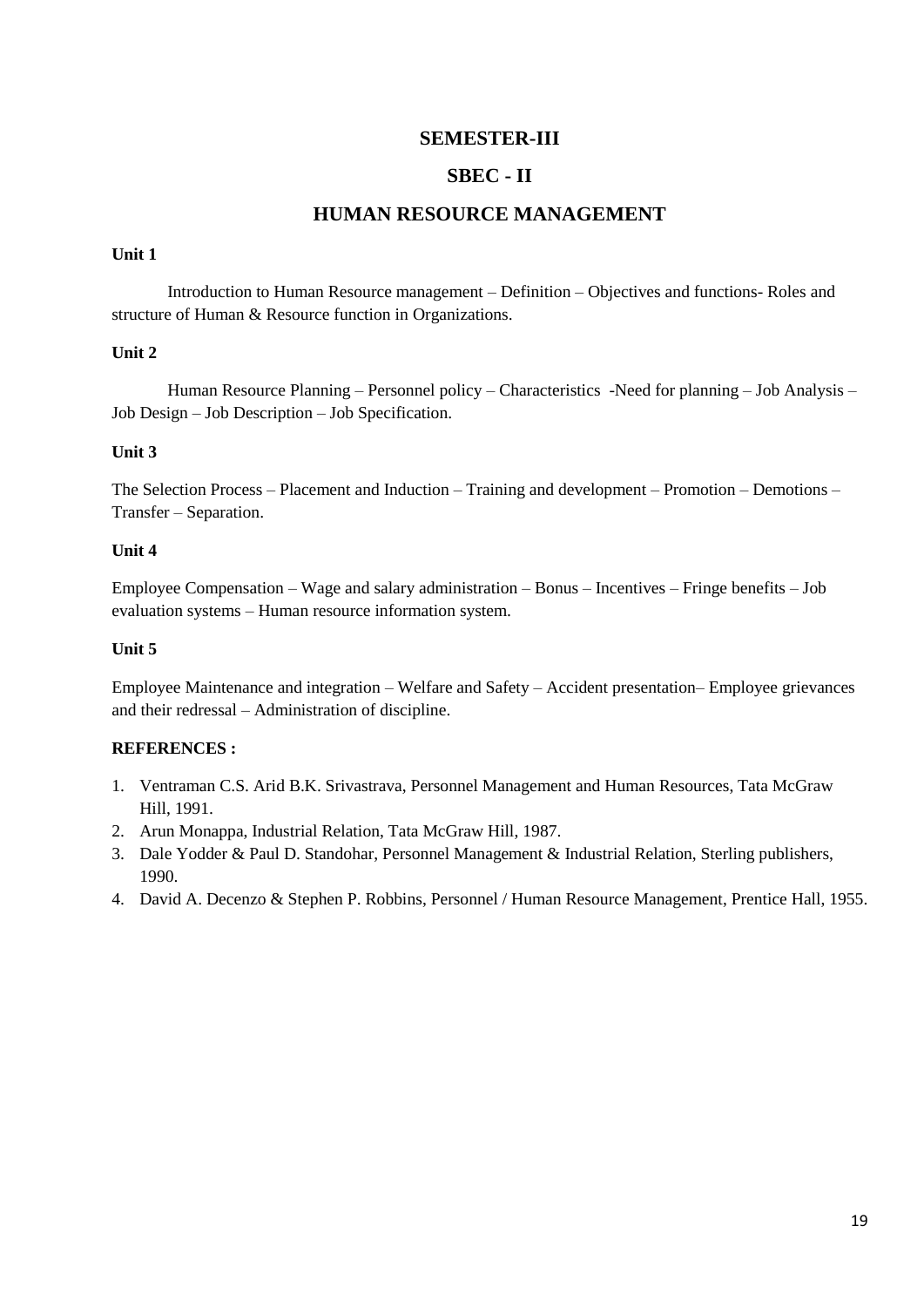## SEMESTER-III

## SBEC - II

# HUMAN RESOURCE MANAGEMENT

**Unit 1**

Introduction to Human Resource management – Definition – Objectives and functions- Roles and structure of Human & Resource function in Organizations.

**Unit 2**

Human Resource Planning – Personnel policy – Characteristics -Need for planning – Job Analysis – Job Design – Job Description – Job Specification.

**Unit 3**

The Selection Process – Placement and Induction – Training and development – Promotion – Demotions – Transfer – Separation.

**Unit 4**

Employee Compensation – Wage and salary administration – Bonus – Incentives – Fringe benefits – Job evaluation systems – Human resource information system.

**Unit 5**

Employee Maintenance and integration – Welfare and Safety – Accident presentation– Employee grievances and their redressal – Administration of discipline.

**REFERENCES :**

1. Ventraman C.S. Arid B.K. Srivastrava, Personnel Management and Human Resources, Tata McGraw Hill, 1991.
2. Arun Monappa, Industrial Relation, Tata McGraw Hill, 1987.
3. Dale Yodder & Paul D. Standohar, Personnel Management & Industrial Relation, Sterling publishers, 1990.
4. David A. Decenzo & Stephen P. Robbins, Personnel / Human Resource Management, Prentice Hall, 1955.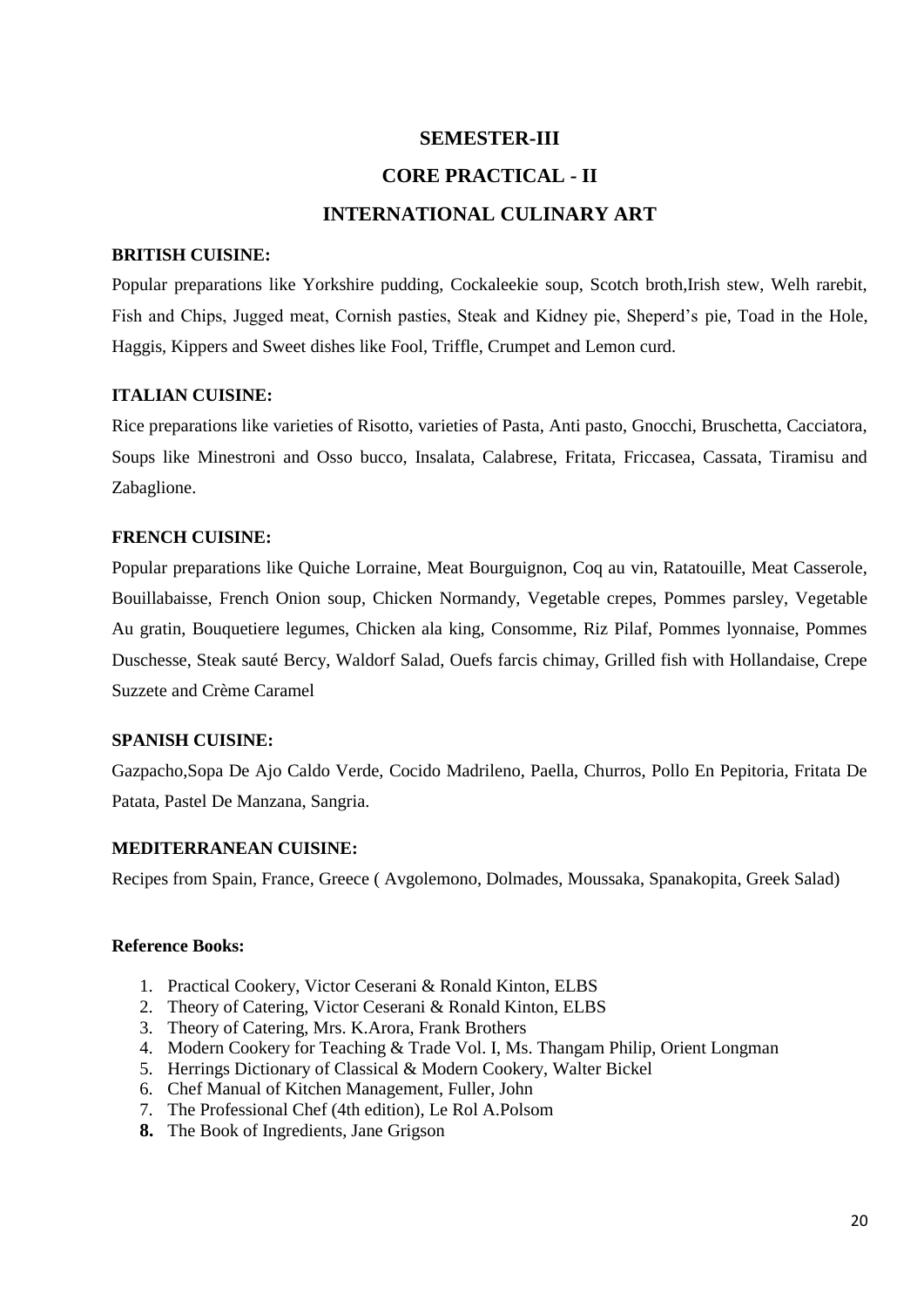## SEMESTER-III

## CORE PRACTICAL - II

## INTERNATIONAL CULINARY ART

**BRITISH CUISINE:**

Popular preparations like Yorkshire pudding, Cockaleekie soup, Scotch broth,Irish stew, Welh rarebit, Fish and Chips, Jugged meat, Cornish pasties, Steak and Kidney pie, Sheperd's pie, Toad in the Hole, Haggis, Kippers and Sweet dishes like Fool, Triffle, Crumpet and Lemon curd.

**ITALIAN CUISINE:**

Rice preparations like varieties of Risotto, varieties of Pasta, Anti pasto, Gnocchi, Bruschetta, Cacciatora, Soups like Minestroni and Osso bucco, Insalata, Calabrese, Fritata, Friccasea, Cassata, Tiramisu and Zabaglione.

**FRENCH CUISINE:**

Popular preparations like Quiche Lorraine, Meat Bourguignon, Coq au vin, Ratatouille, Meat Casserole, Bouillabaisse, French Onion soup, Chicken Normandy, Vegetable crepes, Pommes parsley, Vegetable Au gratin, Bouquetiere legumes, Chicken ala king, Consomme, Riz Pilaf, Pommes lyonnaise, Pommes Duschesse, Steak sauté Bercy, Waldorf Salad, Ouefs farcis chimay, Grilled fish with Hollandaise, Crepe Suzzete and Crème Caramel

**SPANISH CUISINE:**

Gazpacho,Sopa De Ajo Caldo Verde, Cocido Madrileno, Paella, Churros, Pollo En Pepitoria, Fritata De Patata, Pastel De Manzana, Sangria.

**MEDITERRANEAN CUISINE:**

Recipes from Spain, France, Greece ( Avgolemono, Dolmades, Moussaka, Spanakopita, Greek Salad)

**Reference Books:**

1. Practical Cookery, Victor Ceserani & Ronald Kinton, ELBS
2. Theory of Catering, Victor Ceserani & Ronald Kinton, ELBS
3. Theory of Catering, Mrs. K.Arora, Frank Brothers
4. Modern Cookery for Teaching & Trade Vol. I, Ms. Thangam Philip, Orient Longman
5. Herrings Dictionary of Classical & Modern Cookery, Walter Bickel
6. Chef Manual of Kitchen Management, Fuller, John
7. The Professional Chef (4th edition), Le Rol A.Polsom
8. The Book of Ingredients, Jane Grigson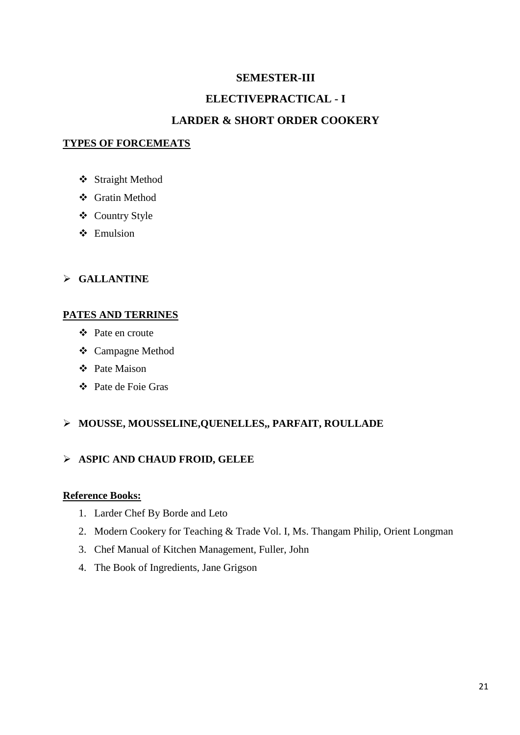# SEMESTER-III

## ELECTIVEPRACTICAL - I

## LARDER & SHORT ORDER COOKERY

**TYPES OF FORCEMEATS**

- Straight Method
- Gratin Method
- Country Style
- Emulsion

- **GALLANTINE**

**PATES AND TERRINES**

- Pate en croute
- Campagne Method
- Pate Maison
- Pate de Foie Gras

- **MOUSSE, MOUSSELINE,QUENELLES,, PARFAIT, ROULLADE**

- **ASPIC AND CHAUD FROID, GELEE**

**Reference Books:**

1. Larder Chef By Borde and Leto
2. Modern Cookery for Teaching & Trade Vol. I, Ms. Thangam Philip, Orient Longman
3. Chef Manual of Kitchen Management, Fuller, John
4. The Book of Ingredients, Jane Grigson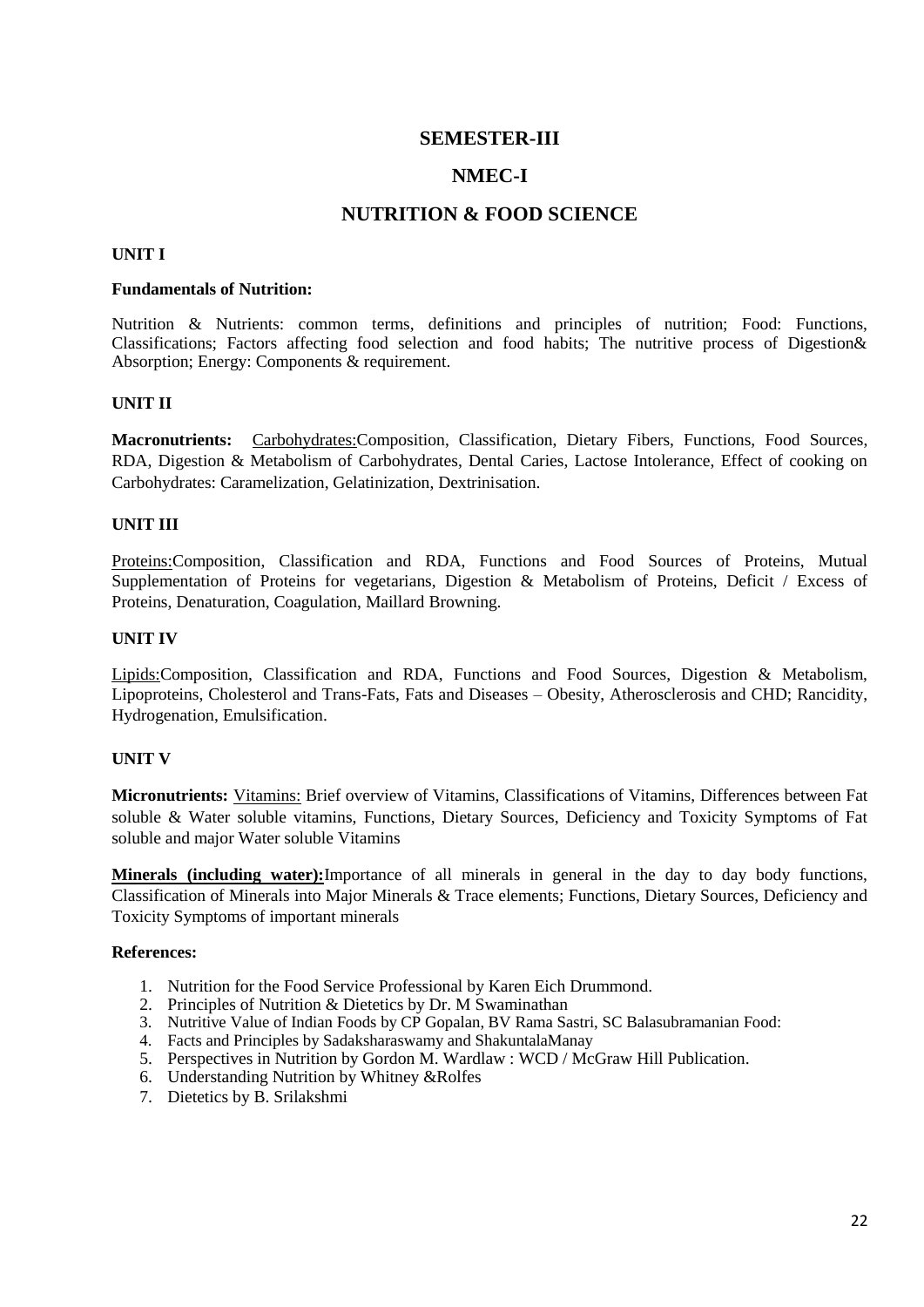# SEMESTER-III

## NMEC-I

## NUTRITION & FOOD SCIENCE

**UNIT I**

**Fundamentals of Nutrition:**

Nutrition & Nutrients: common terms, definitions and principles of nutrition; Food: Functions, Classifications; Factors affecting food selection and food habits; The nutritive process of Digestion& Absorption; Energy: Components & requirement.

**UNIT II**

**Macronutrients:** Carbohydrates:Composition, Classification, Dietary Fibers, Functions, Food Sources, RDA, Digestion & Metabolism of Carbohydrates, Dental Caries, Lactose Intolerance, Effect of cooking on Carbohydrates: Caramelization, Gelatinization, Dextrinisation.

**UNIT III**

Proteins:Composition, Classification and RDA, Functions and Food Sources of Proteins, Mutual Supplementation of Proteins for vegetarians, Digestion & Metabolism of Proteins, Deficit / Excess of Proteins, Denaturation, Coagulation, Maillard Browning.

**UNIT IV**

Lipids:Composition, Classification and RDA, Functions and Food Sources, Digestion & Metabolism, Lipoproteins, Cholesterol and Trans-Fats, Fats and Diseases – Obesity, Atherosclerosis and CHD; Rancidity, Hydrogenation, Emulsification.

**UNIT V**

**Micronutrients:** Vitamins: Brief overview of Vitamins, Classifications of Vitamins, Differences between Fat soluble & Water soluble vitamins, Functions, Dietary Sources, Deficiency and Toxicity Symptoms of Fat soluble and major Water soluble Vitamins

**Minerals (including water):**Importance of all minerals in general in the day to day body functions, Classification of Minerals into Major Minerals & Trace elements; Functions, Dietary Sources, Deficiency and Toxicity Symptoms of important minerals

**References:**

1. Nutrition for the Food Service Professional by Karen Eich Drummond.
2. Principles of Nutrition & Dietetics by Dr. M Swaminathan
3. Nutritive Value of Indian Foods by CP Gopalan, BV Rama Sastri, SC Balasubramanian Food:
4. Facts and Principles by Sadaksharaswamy and ShakuntalaManay
5. Perspectives in Nutrition by Gordon M. Wardlaw : WCD / McGraw Hill Publication.
6. Understanding Nutrition by Whitney &Rolfes
7. Dietetics by B. Srilakshmi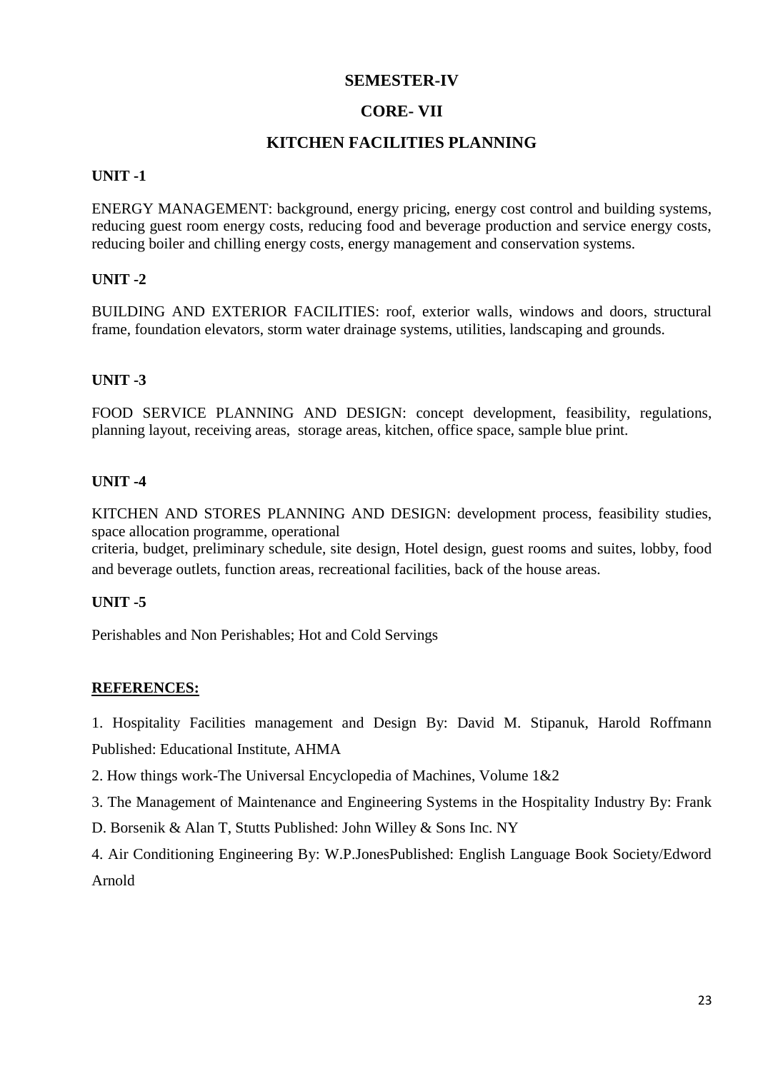# SEMESTER-IV

## CORE- VII

## KITCHEN FACILITIES PLANNING

### UNIT -1

ENERGY MANAGEMENT: background, energy pricing, energy cost control and building systems, reducing guest room energy costs, reducing food and beverage production and service energy costs, reducing boiler and chilling energy costs, energy management and conservation systems.

### UNIT -2

BUILDING AND EXTERIOR FACILITIES: roof, exterior walls, windows and doors, structural frame, foundation elevators, storm water drainage systems, utilities, landscaping and grounds.

### UNIT -3

FOOD SERVICE PLANNING AND DESIGN: concept development, feasibility, regulations, planning layout, receiving areas, storage areas, kitchen, office space, sample blue print.

### UNIT -4

KITCHEN AND STORES PLANNING AND DESIGN: development process, feasibility studies, space allocation programme, operational
criteria, budget, preliminary schedule, site design, Hotel design, guest rooms and suites, lobby, food and beverage outlets, function areas, recreational facilities, back of the house areas.

### UNIT -5

Perishables and Non Perishables; Hot and Cold Servings

### REFERENCES:

1. Hospitality Facilities management and Design By: David M. Stipanuk, Harold Roffmann Published: Educational Institute, AHMA
2. How things work-The Universal Encyclopedia of Machines, Volume 1&2
3. The Management of Maintenance and Engineering Systems in the Hospitality Industry By: Frank D. Borsenik & Alan T, Stutts Published: John Willey & Sons Inc. NY
4. Air Conditioning Engineering By: W.P.JonesPublished: English Language Book Society/Edword Arnold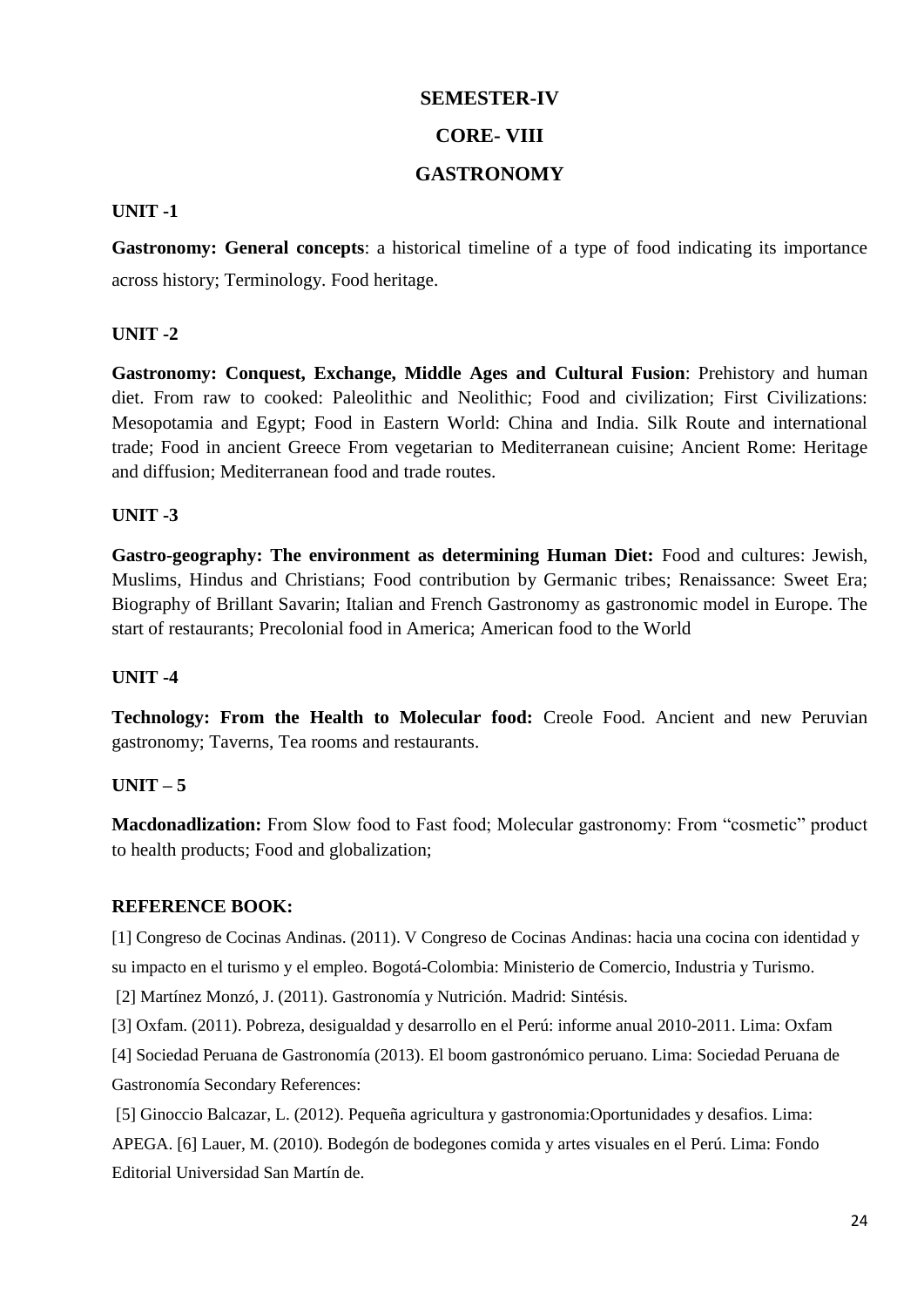## SEMESTER-IV

## CORE- VIII

## GASTRONOMY

**UNIT -1**

**Gastronomy: General concepts**: a historical timeline of a type of food indicating its importance across history; Terminology. Food heritage.

**UNIT -2**

**Gastronomy: Conquest, Exchange, Middle Ages and Cultural Fusion**: Prehistory and human diet. From raw to cooked: Paleolithic and Neolithic; Food and civilization; First Civilizations: Mesopotamia and Egypt; Food in Eastern World: China and India. Silk Route and international trade; Food in ancient Greece From vegetarian to Mediterranean cuisine; Ancient Rome: Heritage and diffusion; Mediterranean food and trade routes.

**UNIT -3**

**Gastro-geography: The environment as determining Human Diet:** Food and cultures: Jewish, Muslims, Hindus and Christians; Food contribution by Germanic tribes; Renaissance: Sweet Era; Biography of Brillant Savarin; Italian and French Gastronomy as gastronomic model in Europe. The start of restaurants; Precolonial food in America; American food to the World

**UNIT -4**

**Technology: From the Health to Molecular food:** Creole Food. Ancient and new Peruvian gastronomy; Taverns, Tea rooms and restaurants.

**UNIT – 5**

**Macdonadlization:** From Slow food to Fast food; Molecular gastronomy: From "cosmetic" product to health products; Food and globalization;

**REFERENCE BOOK:**

[1] Congreso de Cocinas Andinas. (2011). V Congreso de Cocinas Andinas: hacia una cocina con identidad y su impacto en el turismo y el empleo. Bogotá-Colombia: Ministerio de Comercio, Industria y Turismo.

[2] Martínez Monzó, J. (2011). Gastronomía y Nutrición. Madrid: Sintésis.

[3] Oxfam. (2011). Pobreza, desigualdad y desarrollo en el Perú: informe anual 2010-2011. Lima: Oxfam

[4] Sociedad Peruana de Gastronomía (2013). El boom gastronómico peruano. Lima: Sociedad Peruana de Gastronomía Secondary References:

[5] Ginoccio Balcazar, L. (2012). Pequeña agricultura y gastronomia:Oportunidades y desafios. Lima: APEGA. [6] Lauer, M. (2010). Bodegón de bodegones comida y artes visuales en el Perú. Lima: Fondo Editorial Universidad San Martín de.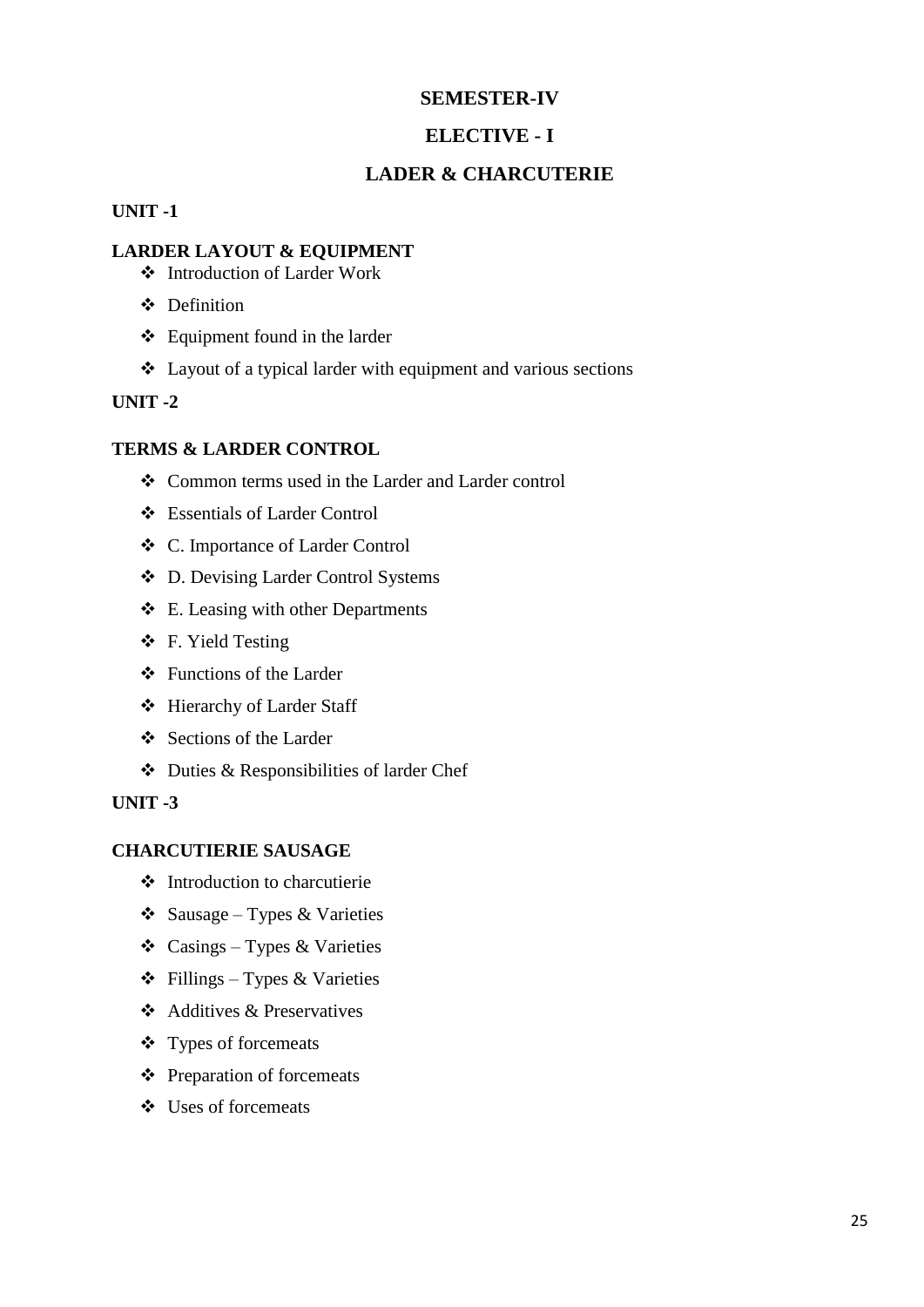## SEMESTER-IV

## ELECTIVE - I

## LADER & CHARCUTERIE

**UNIT -1**

**LARDER LAYOUT & EQUIPMENT**

- Introduction of Larder Work
- Definition
- Equipment found in the larder
- Layout of a typical larder with equipment and various sections

**UNIT -2**

**TERMS & LARDER CONTROL**

- Common terms used in the Larder and Larder control
- Essentials of Larder Control
- C. Importance of Larder Control
- D. Devising Larder Control Systems
- E. Leasing with other Departments
- F. Yield Testing
- Functions of the Larder
- Hierarchy of Larder Staff
- Sections of the Larder
- Duties & Responsibilities of larder Chef

**UNIT -3**

**CHARCUTIERIE SAUSAGE**

- Introduction to charcutierie
- Sausage – Types & Varieties
- Casings – Types & Varieties
- Fillings – Types & Varieties
- Additives & Preservatives
- Types of forcemeats
- Preparation of forcemeats
- Uses of forcemeats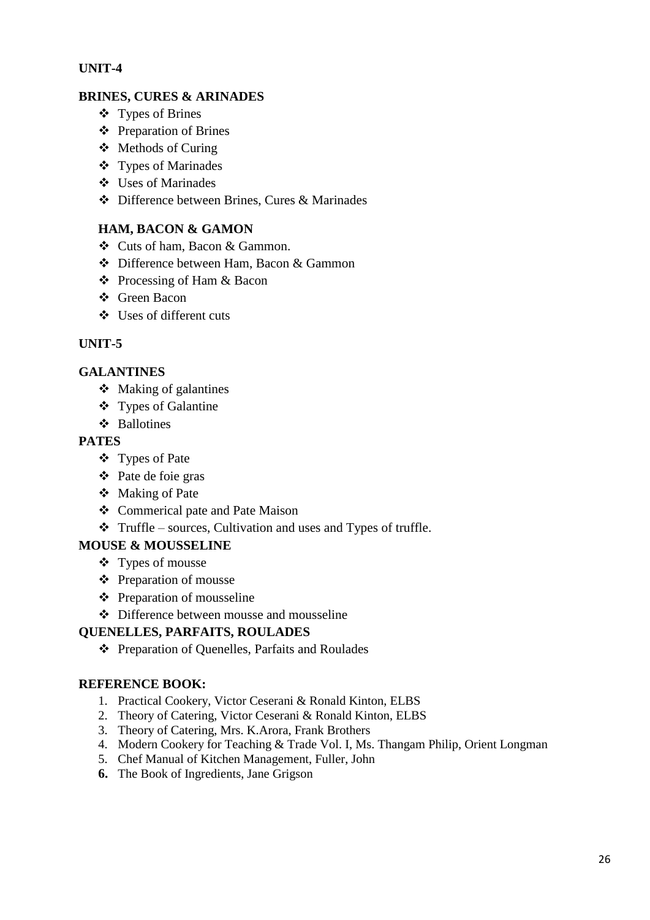## UNIT-4

### BRINES, CURES & ARINADES

- Types of Brines
- Preparation of Brines
- Methods of Curing
- Types of Marinades
- Uses of Marinades
- Difference between Brines, Cures & Marinades

### HAM, BACON & GAMON

- Cuts of ham, Bacon & Gammon.
- Difference between Ham, Bacon & Gammon
- Processing of Ham & Bacon
- Green Bacon
- Uses of different cuts

## UNIT-5

### GALANTINES

- Making of galantines
- Types of Galantine
- Ballotines

### PATES

- Types of Pate
- Pate de foie gras
- Making of Pate
- Commerical pate and Pate Maison
- Truffle – sources, Cultivation and uses and Types of truffle.

### MOUSE & MOUSSELINE

- Types of mousse
- Preparation of mousse
- Preparation of mousseline
- Difference between mousse and mousseline

### QUENELLES, PARFAITS, ROULADES

- Preparation of Quenelles, Parfaits and Roulades

### REFERENCE BOOK:

1. Practical Cookery, Victor Ceserani & Ronald Kinton, ELBS
2. Theory of Catering, Victor Ceserani & Ronald Kinton, ELBS
3. Theory of Catering, Mrs. K.Arora, Frank Brothers
4. Modern Cookery for Teaching & Trade Vol. I, Ms. Thangam Philip, Orient Longman
5. Chef Manual of Kitchen Management, Fuller, John
6. The Book of Ingredients, Jane Grigson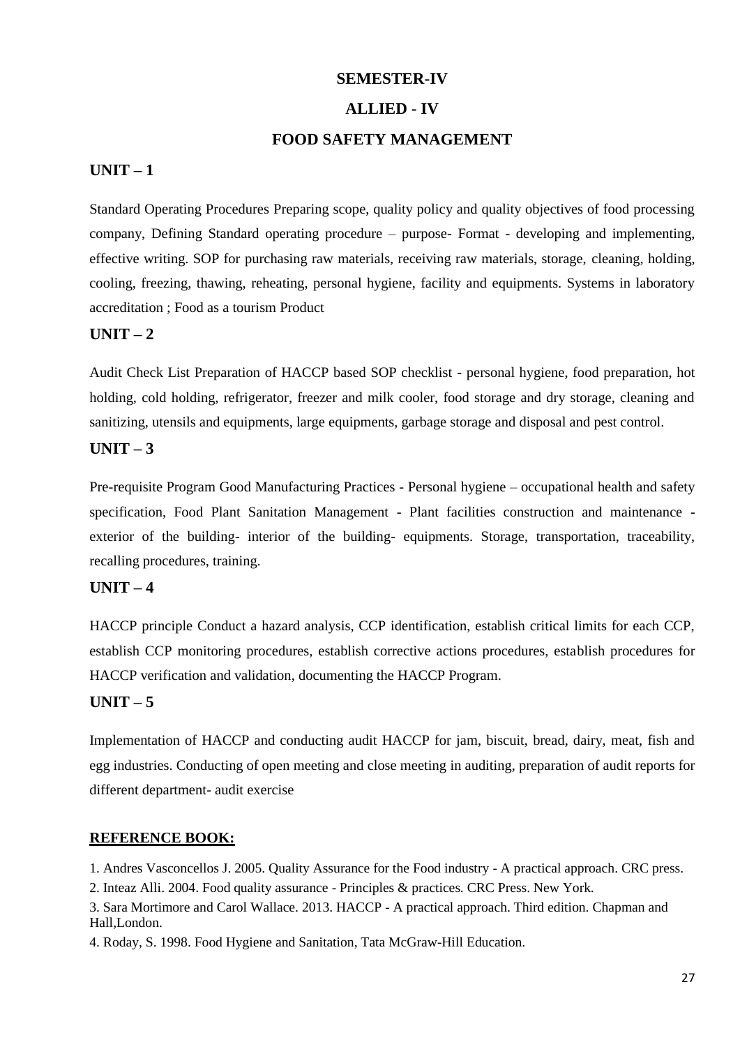# SEMESTER-IV

## ALLIED - IV

## FOOD SAFETY MANAGEMENT

### UNIT – 1

Standard Operating Procedures Preparing scope, quality policy and quality objectives of food processing company, Defining Standard operating procedure – purpose- Format - developing and implementing, effective writing. SOP for purchasing raw materials, receiving raw materials, storage, cleaning, holding, cooling, freezing, thawing, reheating, personal hygiene, facility and equipments. Systems in laboratory accreditation ; Food as a tourism Product

### UNIT – 2

Audit Check List Preparation of HACCP based SOP checklist - personal hygiene, food preparation, hot holding, cold holding, refrigerator, freezer and milk cooler, food storage and dry storage, cleaning and sanitizing, utensils and equipments, large equipments, garbage storage and disposal and pest control.

### UNIT – 3

Pre-requisite Program Good Manufacturing Practices - Personal hygiene – occupational health and safety specification, Food Plant Sanitation Management - Plant facilities construction and maintenance - exterior of the building- interior of the building- equipments. Storage, transportation, traceability, recalling procedures, training.

### UNIT – 4

HACCP principle Conduct a hazard analysis, CCP identification, establish critical limits for each CCP, establish CCP monitoring procedures, establish corrective actions procedures, establish procedures for HACCP verification and validation, documenting the HACCP Program.

### UNIT – 5

Implementation of HACCP and conducting audit HACCP for jam, biscuit, bread, dairy, meat, fish and egg industries. Conducting of open meeting and close meeting in auditing, preparation of audit reports for different department- audit exercise

### REFERENCE BOOK:

1. Andres Vasconcellos J. 2005. Quality Assurance for the Food industry - A practical approach. CRC press.
2. Inteaz Alli. 2004. Food quality assurance - Principles & practices. CRC Press. New York.
3. Sara Mortimore and Carol Wallace. 2013. HACCP - A practical approach. Third edition. Chapman and Hall,London.
4. Roday, S. 1998. Food Hygiene and Sanitation, Tata McGraw-Hill Education.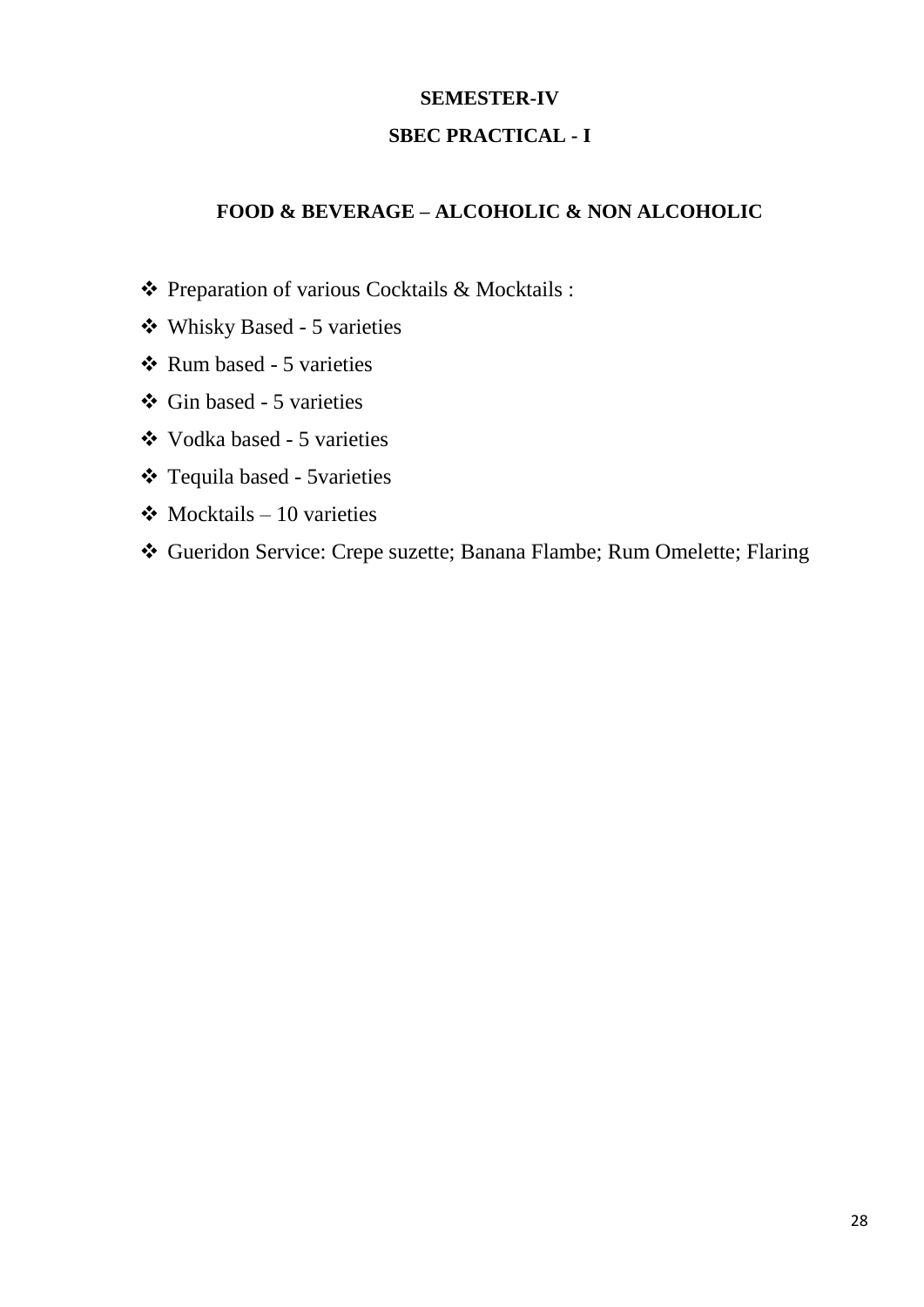**SEMESTER-IV**

**SBEC PRACTICAL - I**

## FOOD & BEVERAGE – ALCOHOLIC & NON ALCOHOLIC

- Preparation of various Cocktails & Mocktails :
- Whisky Based - 5 varieties
- Rum based - 5 varieties
- Gin based - 5 varieties
- Vodka based - 5 varieties
- Tequila based - 5varieties
- Mocktails – 10 varieties
- Gueridon Service: Crepe suzette; Banana Flambe; Rum Omelette; Flaring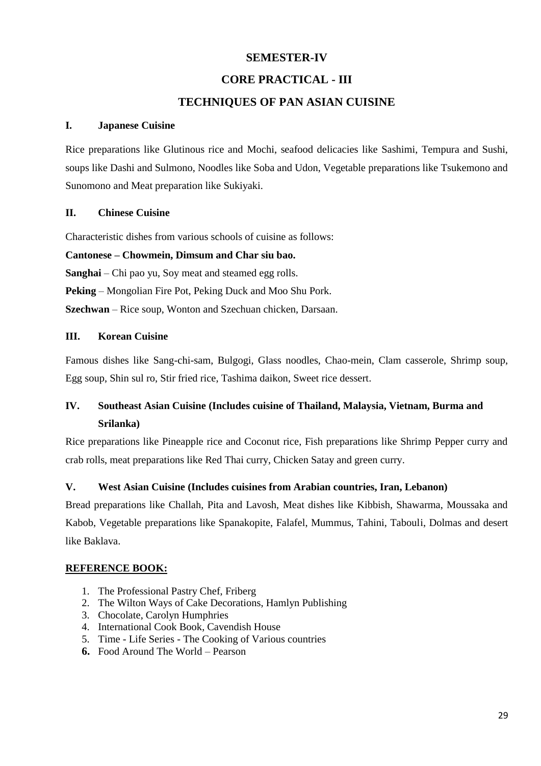# SEMESTER-IV

# CORE PRACTICAL - III

# TECHNIQUES OF PAN ASIAN CUISINE

## I. Japanese Cuisine

Rice preparations like Glutinous rice and Mochi, seafood delicacies like Sashimi, Tempura and Sushi, soups like Dashi and Sulmono, Noodles like Soba and Udon, Vegetable preparations like Tsukemono and Sunomono and Meat preparation like Sukiyaki.

## II. Chinese Cuisine

Characteristic dishes from various schools of cuisine as follows:

**Cantonese – Chowmein, Dimsum and Char siu bao.**

**Sanghai** – Chi pao yu, Soy meat and steamed egg rolls.

**Peking** – Mongolian Fire Pot, Peking Duck and Moo Shu Pork.

**Szechwan** – Rice soup, Wonton and Szechuan chicken, Darsaan.

## III. Korean Cuisine

Famous dishes like Sang-chi-sam, Bulgogi, Glass noodles, Chao-mein, Clam casserole, Shrimp soup, Egg soup, Shin sul ro, Stir fried rice, Tashima daikon, Sweet rice dessert.

## IV. Southeast Asian Cuisine (Includes cuisine of Thailand, Malaysia, Vietnam, Burma and Srilanka)

Rice preparations like Pineapple rice and Coconut rice, Fish preparations like Shrimp Pepper curry and crab rolls, meat preparations like Red Thai curry, Chicken Satay and green curry.

## V. West Asian Cuisine (Includes cuisines from Arabian countries, Iran, Lebanon)

Bread preparations like Challah, Pita and Lavosh, Meat dishes like Kibbish, Shawarma, Moussaka and Kabob, Vegetable preparations like Spanakopite, Falafel, Mummus, Tahini, Tabouli, Dolmas and desert like Baklava.

**REFERENCE BOOK:**

1. The Professional Pastry Chef, Friberg
2. The Wilton Ways of Cake Decorations, Hamlyn Publishing
3. Chocolate, Carolyn Humphries
4. International Cook Book, Cavendish House
5. Time - Life Series - The Cooking of Various countries
6. Food Around The World – Pearson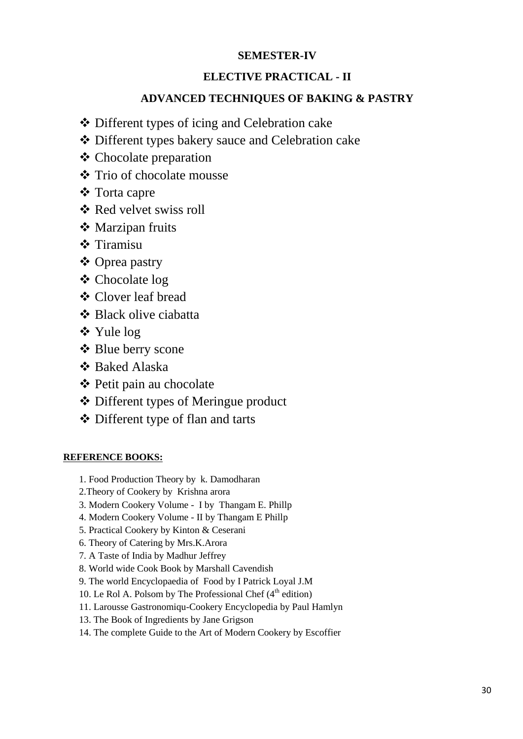**SEMESTER-IV**

**ELECTIVE PRACTICAL - II**

**ADVANCED TECHNIQUES OF BAKING & PASTRY**

- Different types of icing and Celebration cake
- Different types bakery sauce and Celebration cake
- Chocolate preparation
- Trio of chocolate mousse
- Torta capre
- Red velvet swiss roll
- Marzipan fruits
- Tiramisu
- Oprea pastry
- Chocolate log
- Clover leaf bread
- Black olive ciabatta
- Yule log
- Blue berry scone
- Baked Alaska
- Petit pain au chocolate
- Different types of Meringue product
- Different type of flan and tarts

**REFERENCE BOOKS:**

1. Food Production Theory by k. Damodharan
2. Theory of Cookery by Krishna arora
3. Modern Cookery Volume - I by Thangam E. Phillp
4. Modern Cookery Volume - II by Thangam E Phillp
5. Practical Cookery by Kinton & Ceserani
6. Theory of Catering by Mrs.K.Arora
7. A Taste of India by Madhur Jeffrey
8. World wide Cook Book by Marshall Cavendish
9. The world Encyclopaedia of Food by I Patrick Loyal J.M
10. Le Rol A. Polsom by The Professional Chef (4th edition)
11. Larousse Gastronomiqu-Cookery Encyclopedia by Paul Hamlyn
13. The Book of Ingredients by Jane Grigson
14. The complete Guide to the Art of Modern Cookery by Escoffier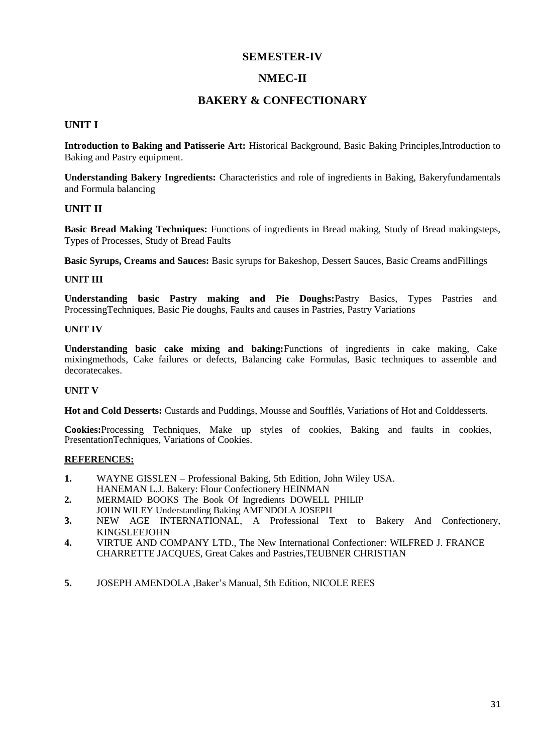# SEMESTER-IV

# NMEC-II

# BAKERY & CONFECTIONARY

## UNIT I

**Introduction to Baking and Patisserie Art:** Historical Background, Basic Baking Principles,Introduction to Baking and Pastry equipment.

**Understanding Bakery Ingredients:** Characteristics and role of ingredients in Baking, Bakeryfundamentals and Formula balancing

## UNIT II

**Basic Bread Making Techniques:** Functions of ingredients in Bread making, Study of Bread makingsteps, Types of Processes, Study of Bread Faults

**Basic Syrups, Creams and Sauces:** Basic syrups for Bakeshop, Dessert Sauces, Basic Creams andFillings

## UNIT III

**Understanding basic Pastry making and Pie Doughs:**Pastry Basics, Types Pastries and ProcessingTechniques, Basic Pie doughs, Faults and causes in Pastries, Pastry Variations

## UNIT IV

**Understanding basic cake mixing and baking:**Functions of ingredients in cake making, Cake mixingmethods, Cake failures or defects, Balancing cake Formulas, Basic techniques to assemble and decoratecakes.

## UNIT V

**Hot and Cold Desserts:** Custards and Puddings, Mousse and Soufflés, Variations of Hot and Colddesserts.

**Cookies:**Processing Techniques, Make up styles of cookies, Baking and faults in cookies, PresentationTechniques, Variations of Cookies.

**REFERENCES:**

1. WAYNE GISSLEN – Professional Baking, 5th Edition, John Wiley USA.
   HANEMAN L.J. Bakery: Flour Confectionery HEINMAN
2. MERMAID BOOKS The Book Of Ingredients DOWELL PHILIP
   JOHN WILEY Understanding Baking AMENDOLA JOSEPH
3. NEW AGE INTERNATIONAL, A Professional Text to Bakery And Confectionery, KINGSLEEJOHN
4. VIRTUE AND COMPANY LTD., The New International Confectioner: WILFRED J. FRANCE
   CHARRETTE JACQUES, Great Cakes and Pastries,TEUBNER CHRISTIAN
5. JOSEPH AMENDOLA ,Baker's Manual, 5th Edition, NICOLE REES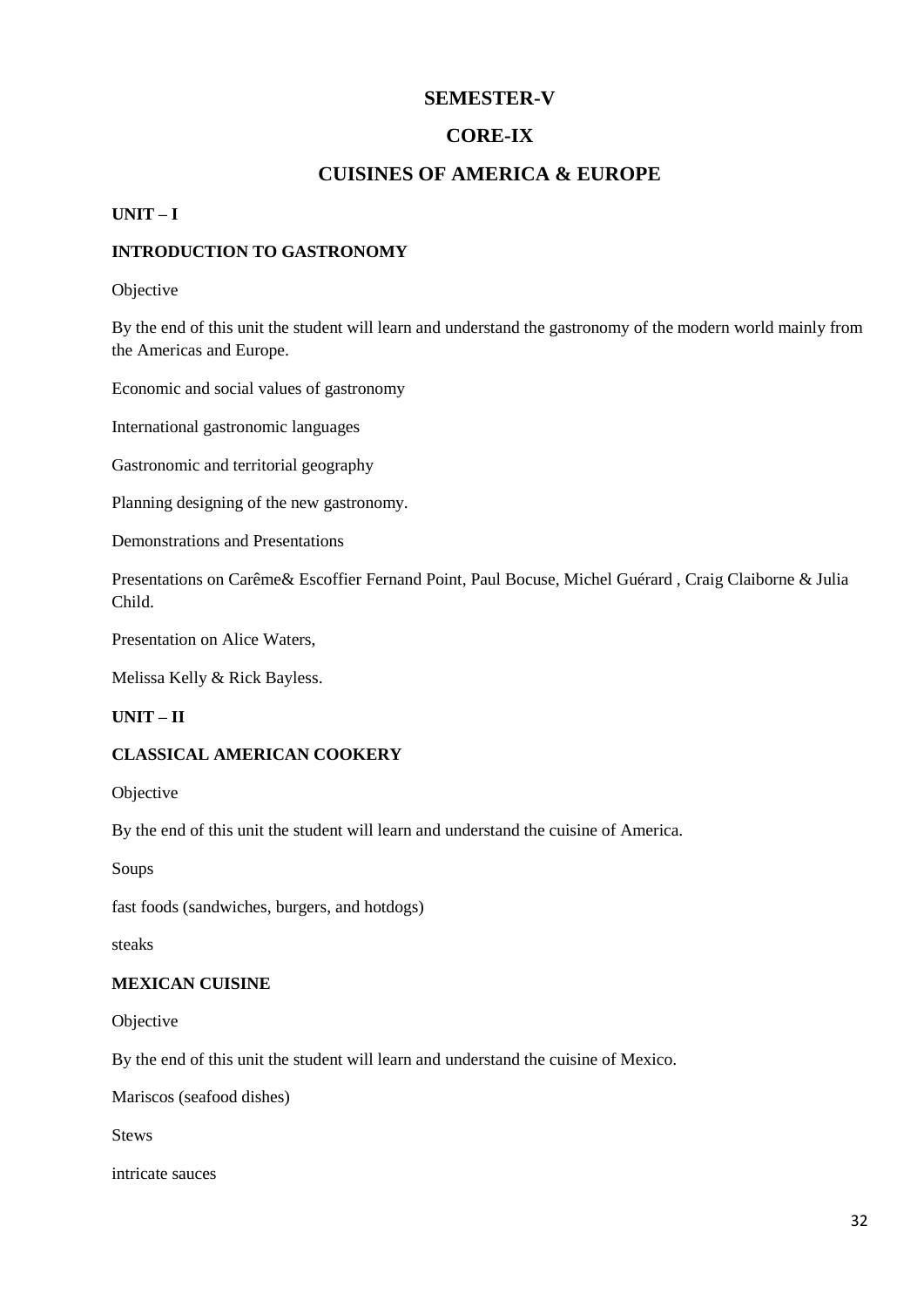# SEMESTER-V

## CORE-IX

## CUISINES OF AMERICA & EUROPE

**UNIT – I**

**INTRODUCTION TO GASTRONOMY**

Objective

By the end of this unit the student will learn and understand the gastronomy of the modern world mainly from the Americas and Europe.

Economic and social values of gastronomy

International gastronomic languages

Gastronomic and territorial geography

Planning designing of the new gastronomy.

Demonstrations and Presentations

Presentations on Carême& Escoffier Fernand Point, Paul Bocuse, Michel Guérard , Craig Claiborne & Julia Child.

Presentation on Alice Waters,

Melissa Kelly & Rick Bayless.

**UNIT – II**

**CLASSICAL AMERICAN COOKERY**

Objective

By the end of this unit the student will learn and understand the cuisine of America.

Soups

fast foods (sandwiches, burgers, and hotdogs)

steaks

**MEXICAN CUISINE**

Objective

By the end of this unit the student will learn and understand the cuisine of Mexico.

Mariscos (seafood dishes)

Stews

intricate sauces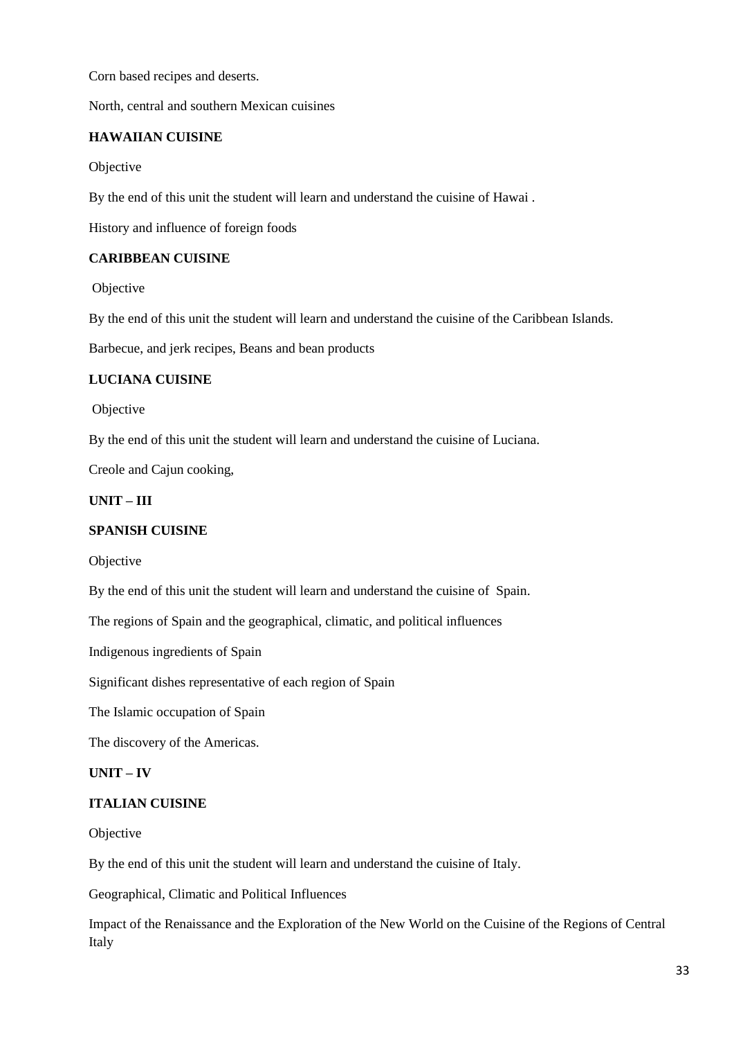Corn based recipes and deserts.

North, central and southern Mexican cuisines

**HAWAIIAN CUISINE**

Objective

By the end of this unit the student will learn and understand the cuisine of Hawai .

History and influence of foreign foods

**CARIBBEAN CUISINE**

Objective

By the end of this unit the student will learn and understand the cuisine of the Caribbean Islands.

Barbecue, and jerk recipes, Beans and bean products

**LUCIANA CUISINE**

Objective

By the end of this unit the student will learn and understand the cuisine of Luciana.

Creole and Cajun cooking,

**UNIT – III**

**SPANISH CUISINE**

Objective

By the end of this unit the student will learn and understand the cuisine of Spain.

The regions of Spain and the geographical, climatic, and political influences

Indigenous ingredients of Spain

Significant dishes representative of each region of Spain

The Islamic occupation of Spain

The discovery of the Americas.

**UNIT – IV**

**ITALIAN CUISINE**

Objective

By the end of this unit the student will learn and understand the cuisine of Italy.

Geographical, Climatic and Political Influences

Impact of the Renaissance and the Exploration of the New World on the Cuisine of the Regions of Central Italy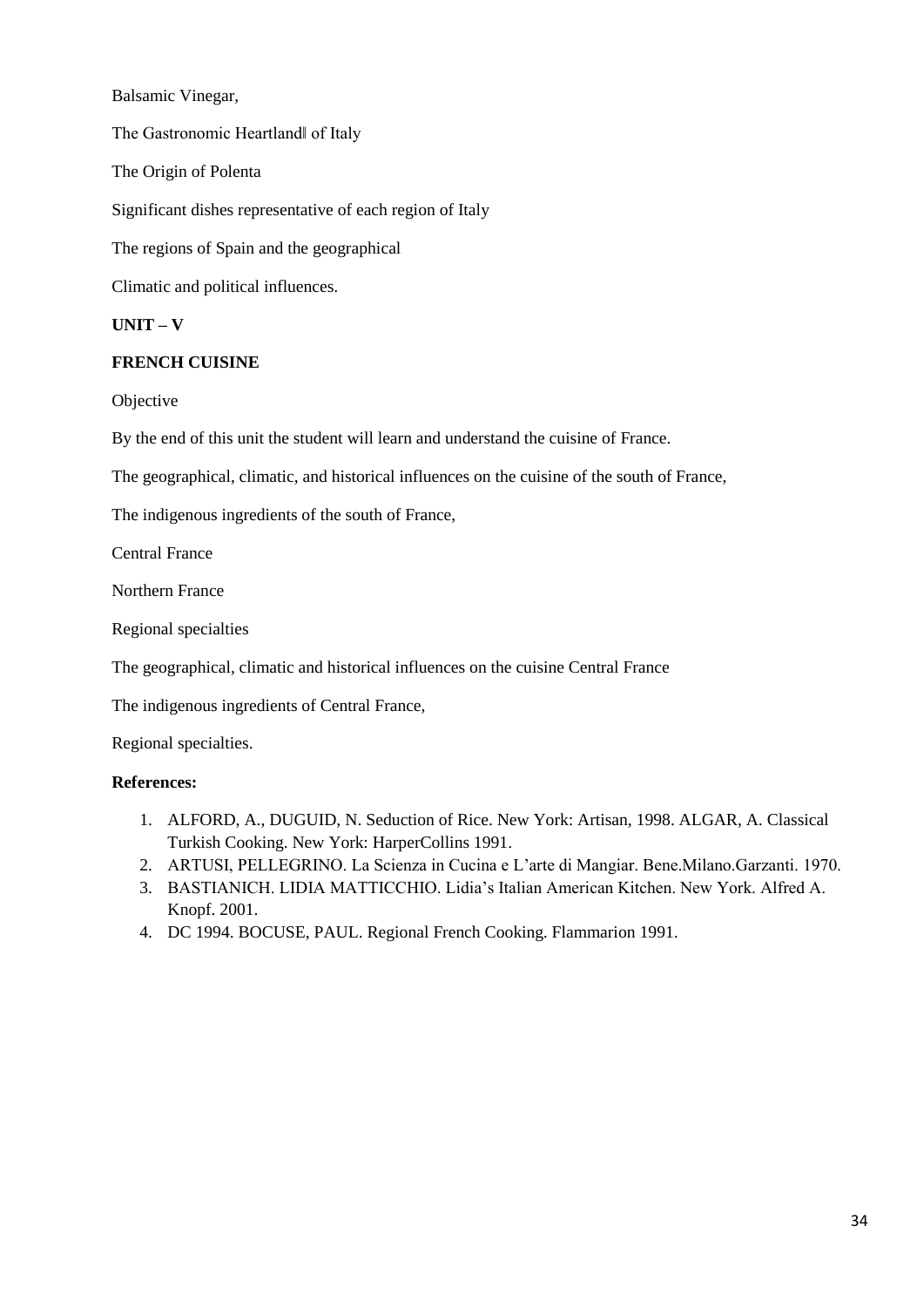Balsamic Vinegar,

The Gastronomic Heartland‖ of Italy

The Origin of Polenta

Significant dishes representative of each region of Italy

The regions of Spain and the geographical

Climatic and political influences.

**UNIT – V**

**FRENCH CUISINE**

Objective

By the end of this unit the student will learn and understand the cuisine of France.

The geographical, climatic, and historical influences on the cuisine of the south of France,

The indigenous ingredients of the south of France,

Central France

Northern France

Regional specialties

The geographical, climatic and historical influences on the cuisine Central France

The indigenous ingredients of Central France,

Regional specialties.

**References:**

1. ALFORD, A., DUGUID, N. Seduction of Rice. New York: Artisan, 1998. ALGAR, A. Classical Turkish Cooking. New York: HarperCollins 1991.
2. ARTUSI, PELLEGRINO. La Scienza in Cucina e L'arte di Mangiar. Bene.Milano.Garzanti. 1970.
3. BASTIANICH. LIDIA MATTICCHIO. Lidia's Italian American Kitchen. New York. Alfred A. Knopf. 2001.
4. DC 1994. BOCUSE, PAUL. Regional French Cooking. Flammarion 1991.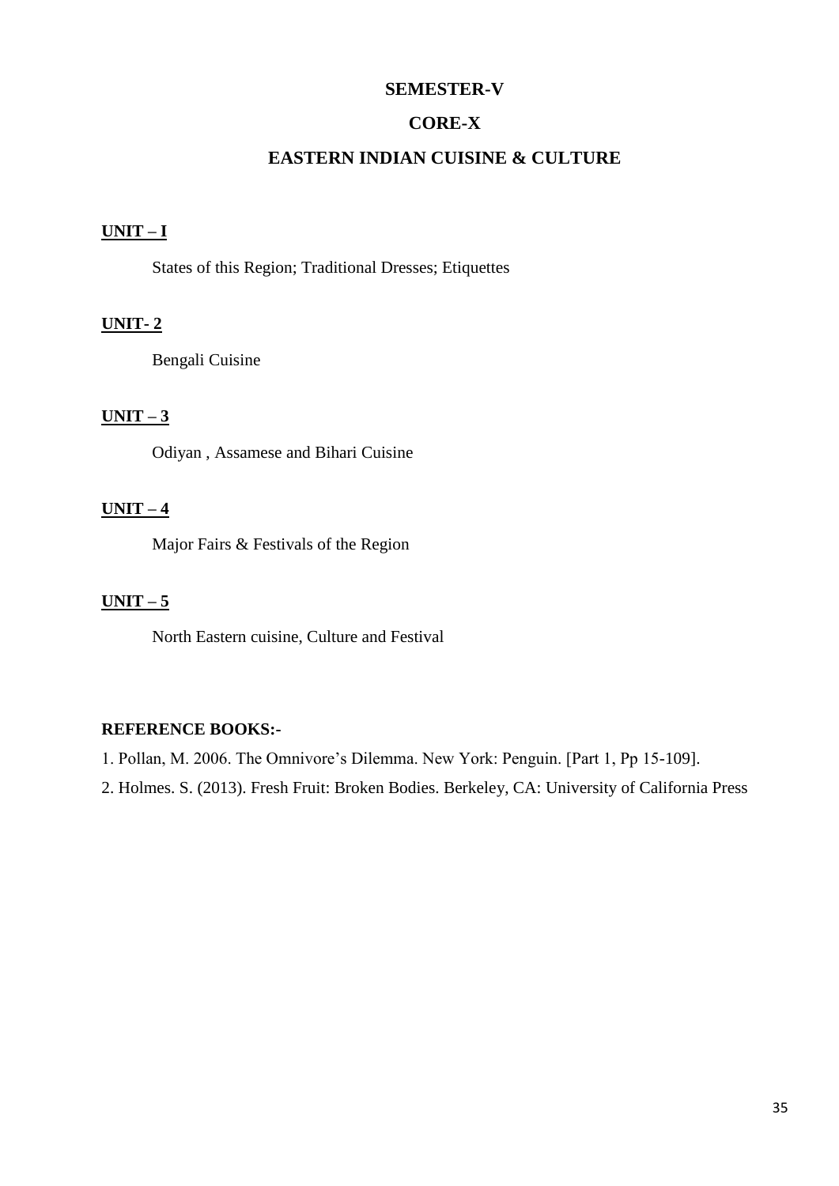# SEMESTER-V

## CORE-X

## EASTERN INDIAN CUISINE & CULTURE

**UNIT – I**

States of this Region; Traditional Dresses; Etiquettes

**UNIT- 2**

Bengali Cuisine

**UNIT – 3**

Odiyan , Assamese and Bihari Cuisine

**UNIT – 4**

Major Fairs & Festivals of the Region

**UNIT – 5**

North Eastern cuisine, Culture and Festival

**REFERENCE BOOKS:-**

1. Pollan, M. 2006. The Omnivore's Dilemma. New York: Penguin. [Part 1, Pp 15-109].
2. Holmes. S. (2013). Fresh Fruit: Broken Bodies. Berkeley, CA: University of California Press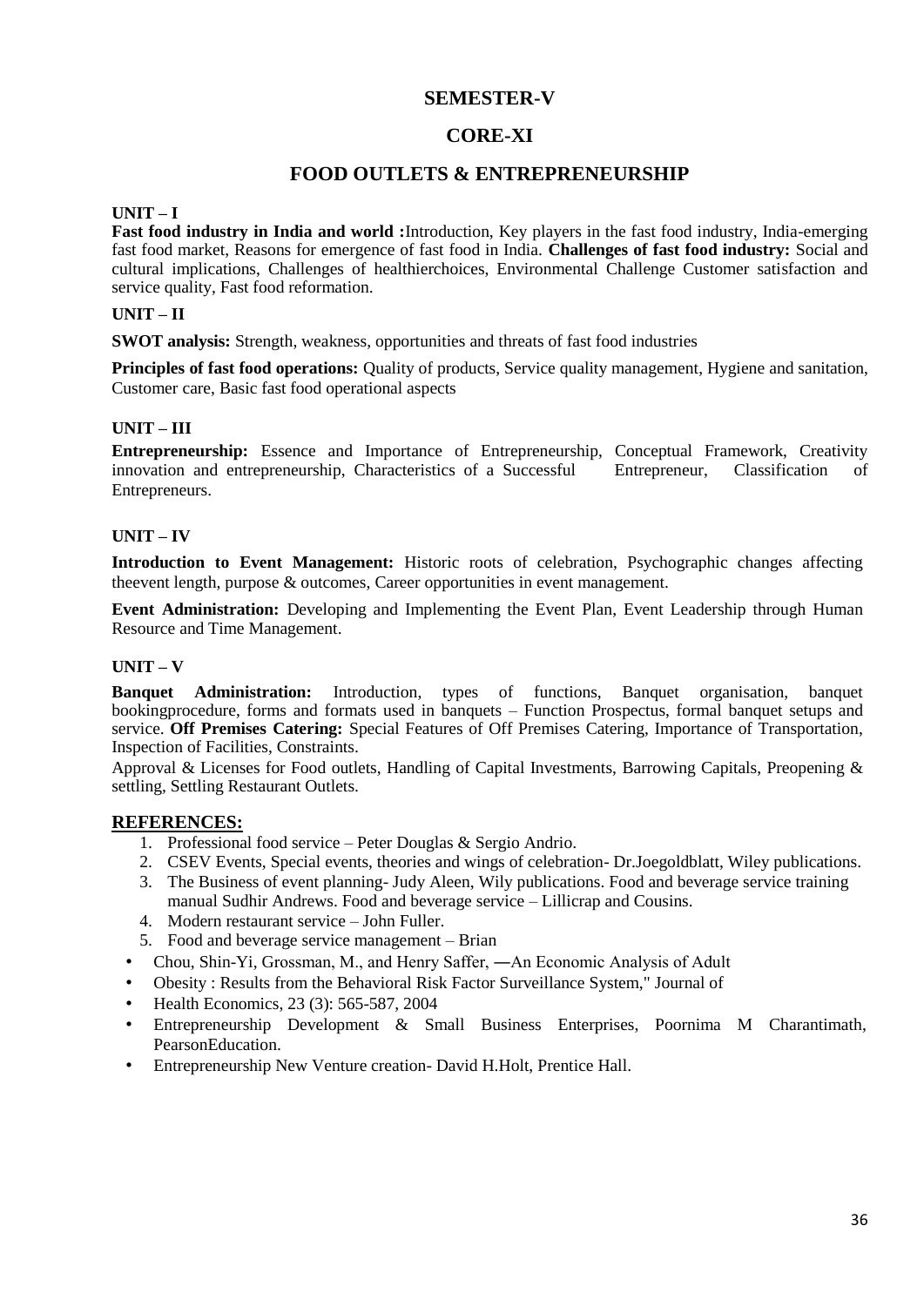# SEMESTER-V

## CORE-XI

## FOOD OUTLETS & ENTREPRENEURSHIP

**UNIT – I**

**Fast food industry in India and world :**Introduction, Key players in the fast food industry, India-emerging fast food market, Reasons for emergence of fast food in India. **Challenges of fast food industry:** Social and cultural implications, Challenges of healthierchoices, Environmental Challenge Customer satisfaction and service quality, Fast food reformation.

**UNIT – II**

**SWOT analysis:** Strength, weakness, opportunities and threats of fast food industries

**Principles of fast food operations:** Quality of products, Service quality management, Hygiene and sanitation, Customer care, Basic fast food operational aspects

**UNIT – III**

**Entrepreneurship:** Essence and Importance of Entrepreneurship, Conceptual Framework, Creativity innovation and entrepreneurship, Characteristics of a Successful Entrepreneur, Classification of Entrepreneurs.

**UNIT – IV**

**Introduction to Event Management:** Historic roots of celebration, Psychographic changes affecting theevent length, purpose & outcomes, Career opportunities in event management.

**Event Administration:** Developing and Implementing the Event Plan, Event Leadership through Human Resource and Time Management.

**UNIT – V**

**Banquet Administration:** Introduction, types of functions, Banquet organisation, banquet bookingprocedure, forms and formats used in banquets – Function Prospectus, formal banquet setups and service. **Off Premises Catering:** Special Features of Off Premises Catering, Importance of Transportation, Inspection of Facilities, Constraints.

Approval & Licenses for Food outlets, Handling of Capital Investments, Barrowing Capitals, Preopening & settling, Settling Restaurant Outlets.

**REFERENCES:**

1. Professional food service – Peter Douglas & Sergio Andrio.
2. CSEV Events, Special events, theories and wings of celebration- Dr.Joegoldblatt, Wiley publications.
3. The Business of event planning- Judy Aleen, Wily publications. Food and beverage service training manual Sudhir Andrews. Food and beverage service – Lillicrap and Cousins.
4. Modern restaurant service – John Fuller.
5. Food and beverage service management – Brian

- Chou, Shin-Yi, Grossman, M., and Henry Saffer, ―An Economic Analysis of Adult
- Obesity : Results from the Behavioral Risk Factor Surveillance System," Journal of
- Health Economics, 23 (3): 565-587, 2004
- Entrepreneurship Development & Small Business Enterprises, Poornima M Charantimath, PearsonEducation.
- Entrepreneurship New Venture creation- David H.Holt, Prentice Hall.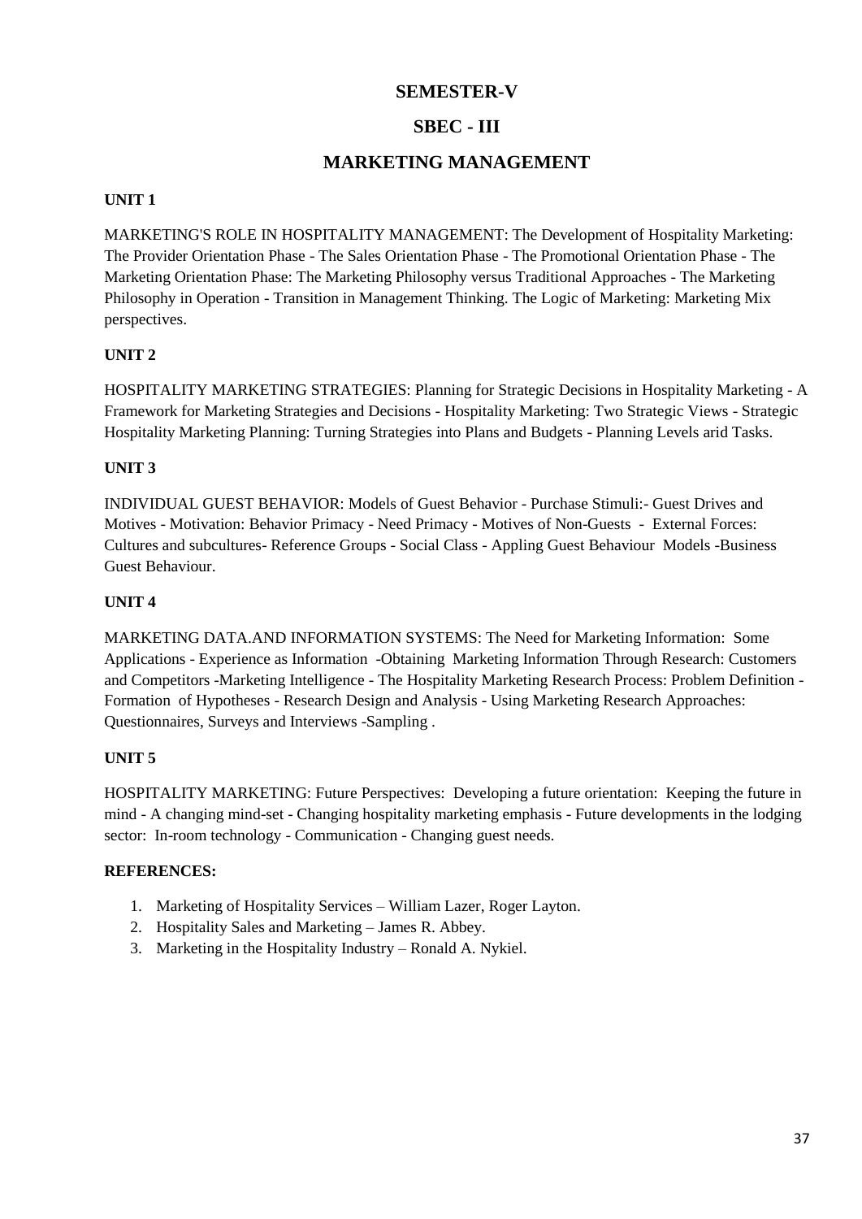# SEMESTER-V

## SBEC - III

## MARKETING MANAGEMENT

**UNIT 1**

MARKETING'S ROLE IN HOSPITALITY MANAGEMENT: The Development of Hospitality Marketing: The Provider Orientation Phase - The Sales Orientation Phase - The Promotional Orientation Phase - The Marketing Orientation Phase: The Marketing Philosophy versus Traditional Approaches - The Marketing Philosophy in Operation - Transition in Management Thinking. The Logic of Marketing: Marketing Mix perspectives.

**UNIT 2**

HOSPITALITY MARKETING STRATEGIES: Planning for Strategic Decisions in Hospitality Marketing - A Framework for Marketing Strategies and Decisions - Hospitality Marketing: Two Strategic Views - Strategic Hospitality Marketing Planning: Turning Strategies into Plans and Budgets - Planning Levels arid Tasks.

**UNIT 3**

INDIVIDUAL GUEST BEHAVIOR: Models of Guest Behavior - Purchase Stimuli:- Guest Drives and Motives - Motivation: Behavior Primacy - Need Primacy - Motives of Non-Guests - External Forces: Cultures and subcultures- Reference Groups - Social Class - Appling Guest Behaviour Models -Business Guest Behaviour.

**UNIT 4**

MARKETING DATA.AND INFORMATION SYSTEMS: The Need for Marketing Information: Some Applications - Experience as Information -Obtaining Marketing Information Through Research: Customers and Competitors -Marketing Intelligence - The Hospitality Marketing Research Process: Problem Definition - Formation of Hypotheses - Research Design and Analysis - Using Marketing Research Approaches: Questionnaires, Surveys and Interviews -Sampling .

**UNIT 5**

HOSPITALITY MARKETING: Future Perspectives: Developing a future orientation: Keeping the future in mind - A changing mind-set - Changing hospitality marketing emphasis - Future developments in the lodging sector: In-room technology - Communication - Changing guest needs.

**REFERENCES:**

1. Marketing of Hospitality Services – William Lazer, Roger Layton.
2. Hospitality Sales and Marketing – James R. Abbey.
3. Marketing in the Hospitality Industry – Ronald A. Nykiel.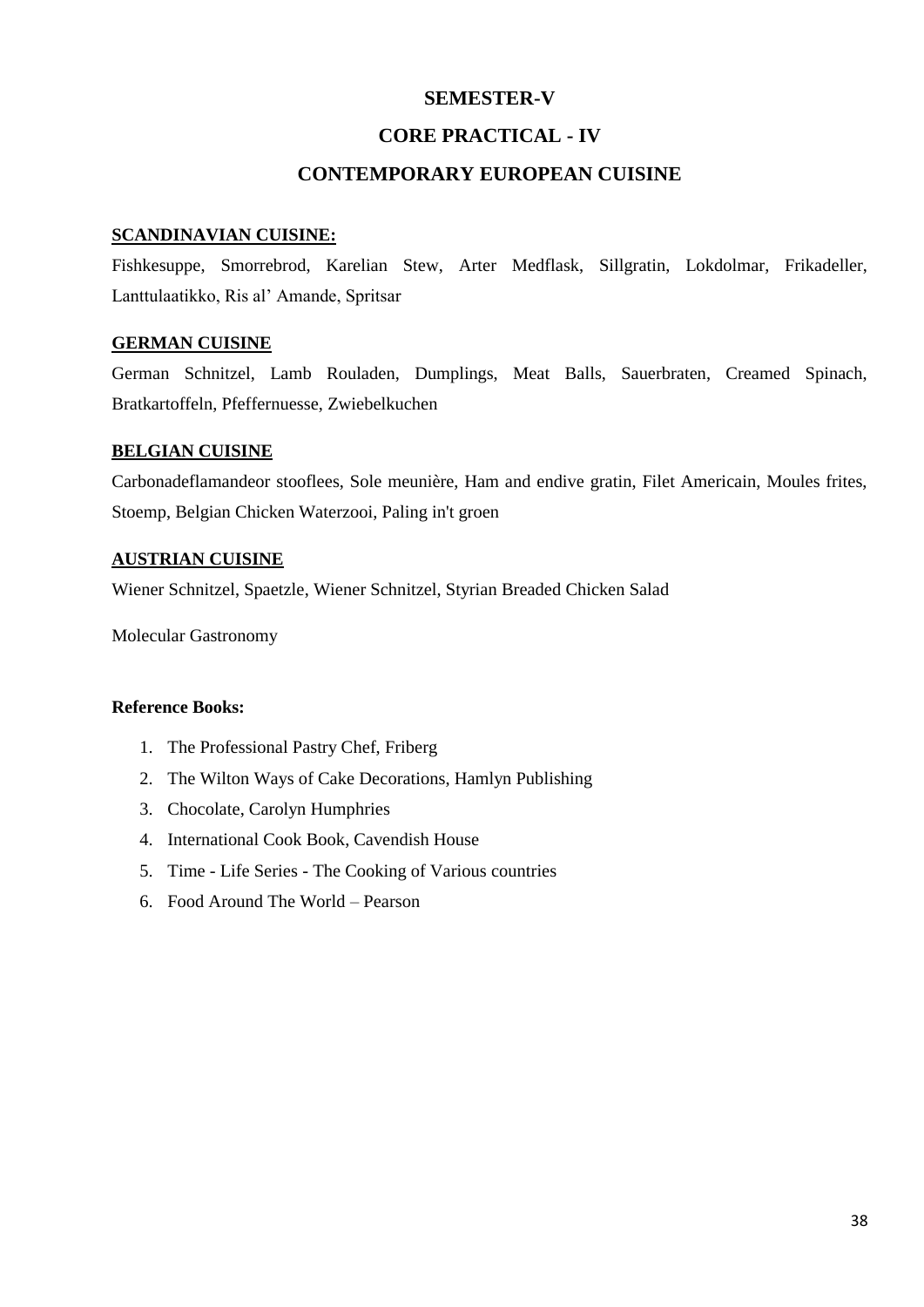**SEMESTER-V**

**CORE PRACTICAL - IV**

**CONTEMPORARY EUROPEAN CUISINE**

**SCANDINAVIAN CUISINE:**

Fishkesuppe, Smorrebrod, Karelian Stew, Arter Medflask, Sillgratin, Lokdolmar, Frikadeller, Lanttulaatikko, Ris al' Amande, Spritsar

**GERMAN CUISINE**

German Schnitzel, Lamb Rouladen, Dumplings, Meat Balls, Sauerbraten, Creamed Spinach, Bratkartoffeln, Pfeffernuesse, Zwiebelkuchen

**BELGIAN CUISINE**

Carbonadeflamandeor stooflees, Sole meunière, Ham and endive gratin, Filet Americain, Moules frites, Stoemp, Belgian Chicken Waterzooi, Paling in't groen

**AUSTRIAN CUISINE**

Wiener Schnitzel, Spaetzle, Wiener Schnitzel, Styrian Breaded Chicken Salad

Molecular Gastronomy

**Reference Books:**

1. The Professional Pastry Chef, Friberg
2. The Wilton Ways of Cake Decorations, Hamlyn Publishing
3. Chocolate, Carolyn Humphries
4. International Cook Book, Cavendish House
5. Time - Life Series - The Cooking of Various countries
6. Food Around The World – Pearson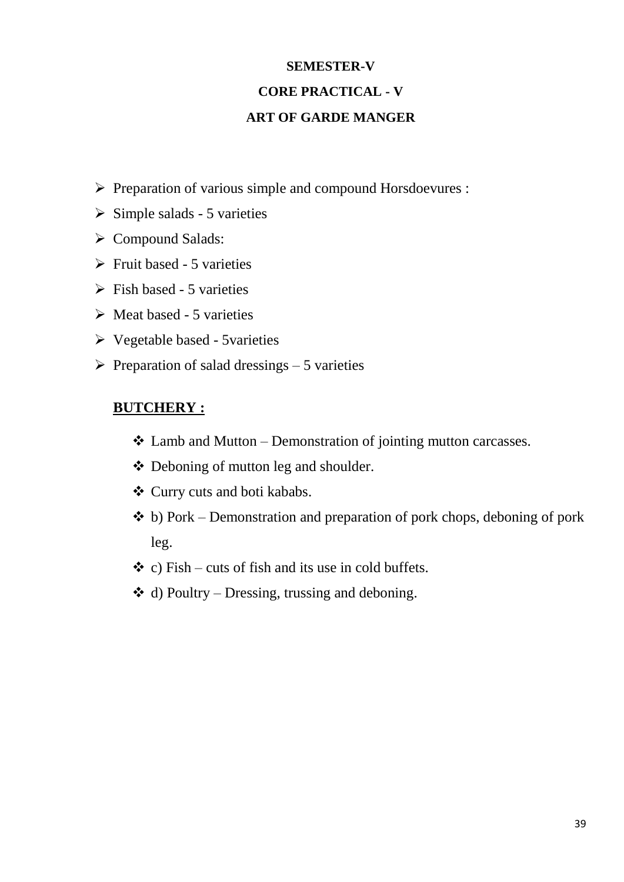**SEMESTER-V**

**CORE PRACTICAL - V**

**ART OF GARDE MANGER**

- Preparation of various simple and compound Horsdoevures :
- Simple salads - 5 varieties
- Compound Salads:
- Fruit based - 5 varieties
- Fish based - 5 varieties
- Meat based - 5 varieties
- Vegetable based - 5varieties
- Preparation of salad dressings – 5 varieties

**BUTCHERY :**

- Lamb and Mutton – Demonstration of jointing mutton carcasses.
- Deboning of mutton leg and shoulder.
- Curry cuts and boti kababs.
- b) Pork – Demonstration and preparation of pork chops, deboning of pork leg.
- c) Fish – cuts of fish and its use in cold buffets.
- d) Poultry – Dressing, trussing and deboning.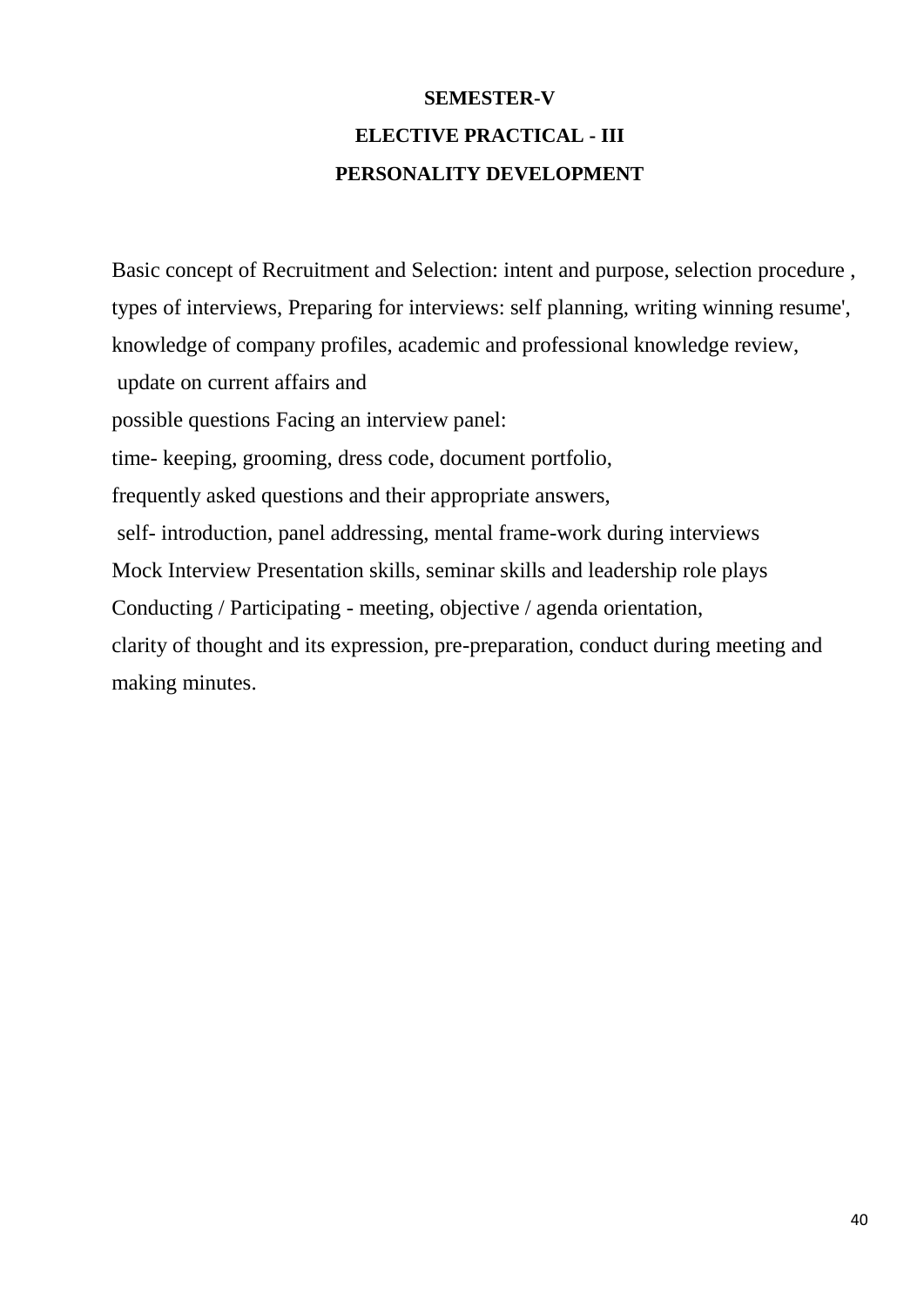**SEMESTER-V**

**ELECTIVE PRACTICAL - III**

**PERSONALITY DEVELOPMENT**

Basic concept of Recruitment and Selection: intent and purpose, selection procedure , types of interviews, Preparing for interviews: self planning, writing winning resume', knowledge of company profiles, academic and professional knowledge review, update on current affairs and
possible questions Facing an interview panel:
time- keeping, grooming, dress code, document portfolio,
frequently asked questions and their appropriate answers,
self- introduction, panel addressing, mental frame-work during interviews
Mock Interview Presentation skills, seminar skills and leadership role plays
Conducting / Participating - meeting, objective / agenda orientation,
clarity of thought and its expression, pre-preparation, conduct during meeting and making minutes.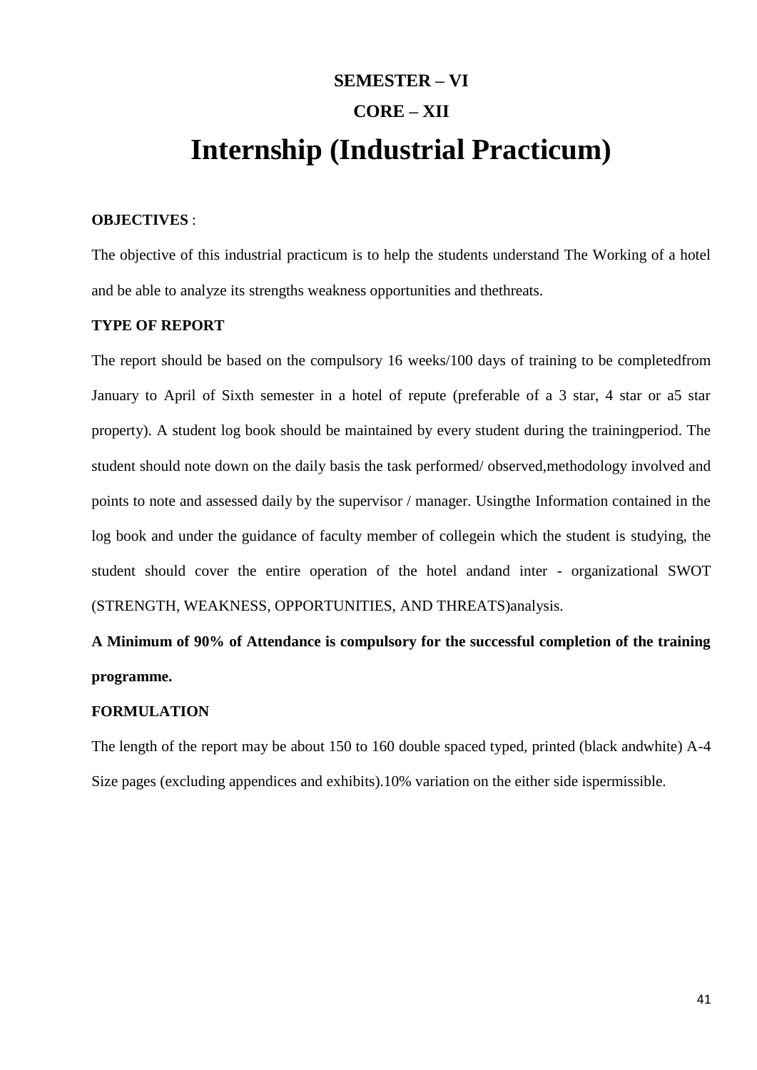## SEMESTER – VI

## CORE – XII

# Internship (Industrial Practicum)

**OBJECTIVES** :

The objective of this industrial practicum is to help the students understand The Working of a hotel and be able to analyze its strengths weakness opportunities and thethreats.

**TYPE OF REPORT**

The report should be based on the compulsory 16 weeks/100 days of training to be completedfrom January to April of Sixth semester in a hotel of repute (preferable of a 3 star, 4 star or a5 star property). A student log book should be maintained by every student during the trainingperiod. The student should note down on the daily basis the task performed/ observed,methodology involved and points to note and assessed daily by the supervisor / manager. Usingthe Information contained in the log book and under the guidance of faculty member of collegein which the student is studying, the student should cover the entire operation of the hotel andand inter - organizational SWOT (STRENGTH, WEAKNESS, OPPORTUNITIES, AND THREATS)analysis.

**A Minimum of 90% of Attendance is compulsory for the successful completion of the training programme.**

**FORMULATION**

The length of the report may be about 150 to 160 double spaced typed, printed (black andwhite) A-4 Size pages (excluding appendices and exhibits).10% variation on the either side ispermissible.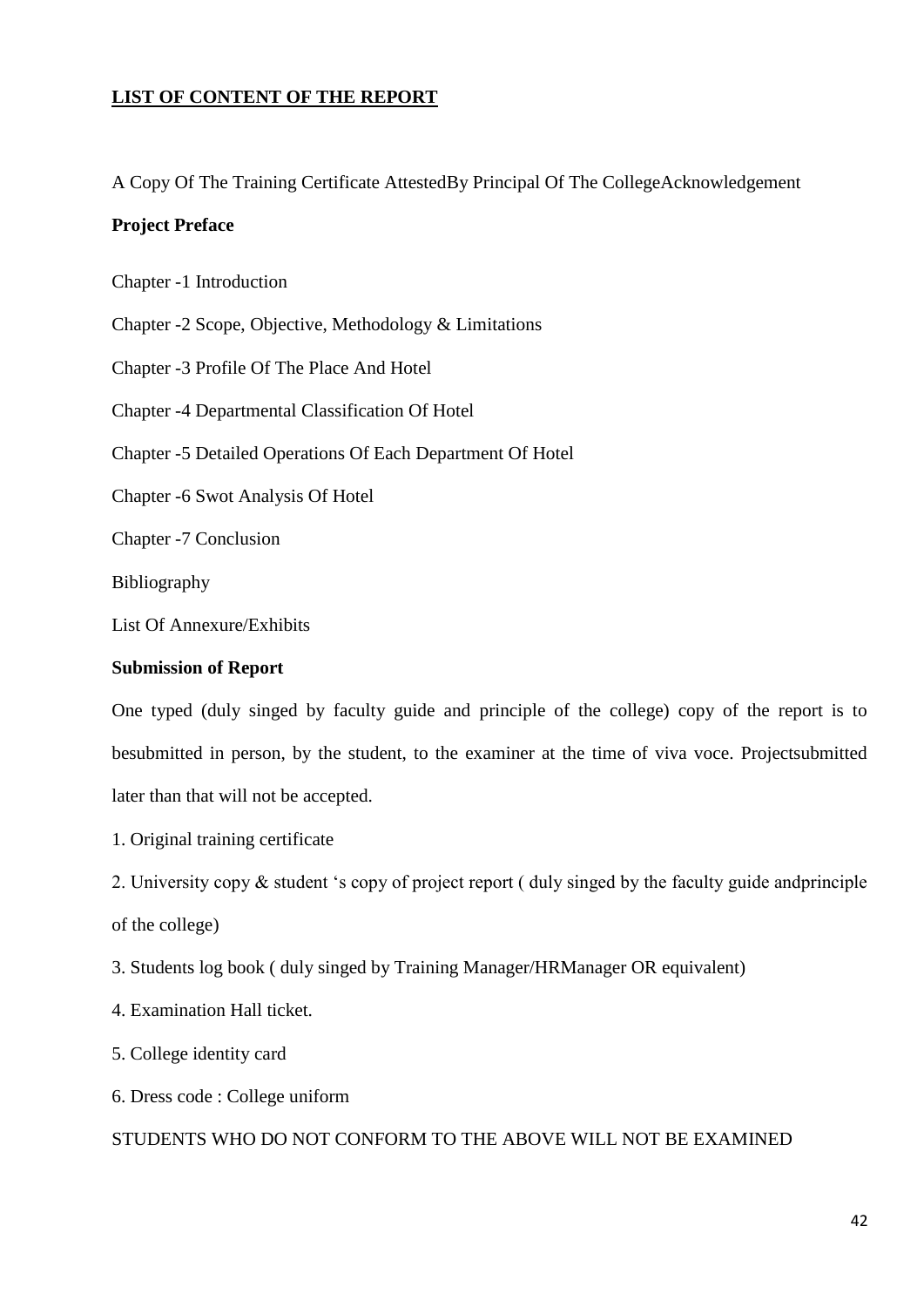**LIST OF CONTENT OF THE REPORT**

A Copy Of The Training Certificate AttestedBy Principal Of The CollegeAcknowledgement

**Project Preface**

Chapter -1 Introduction

Chapter -2 Scope, Objective, Methodology & Limitations

Chapter -3 Profile Of The Place And Hotel

Chapter -4 Departmental Classification Of Hotel

Chapter -5 Detailed Operations Of Each Department Of Hotel

Chapter -6 Swot Analysis Of Hotel

Chapter -7 Conclusion

Bibliography

List Of Annexure/Exhibits

**Submission of Report**

One typed (duly singed by faculty guide and principle of the college) copy of the report is to besubmitted in person, by the student, to the examiner at the time of viva voce. Projectsubmitted later than that will not be accepted.

1. Original training certificate
2. University copy & student 's copy of project report ( duly singed by the faculty guide andprinciple of the college)
3. Students log book ( duly singed by Training Manager/HRManager OR equivalent)
4. Examination Hall ticket.
5. College identity card
6. Dress code : College uniform

STUDENTS WHO DO NOT CONFORM TO THE ABOVE WILL NOT BE EXAMINED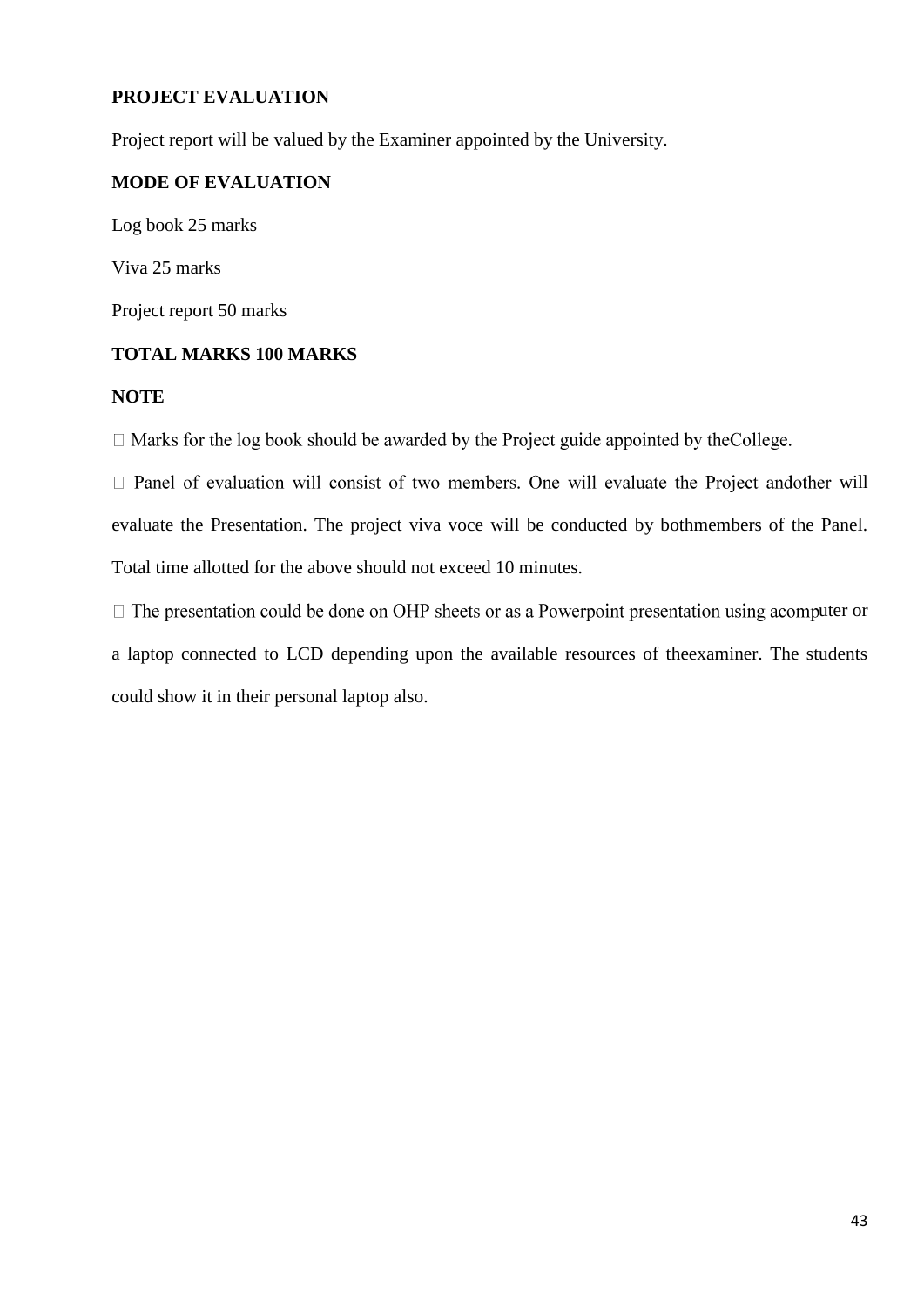**PROJECT EVALUATION**

Project report will be valued by the Examiner appointed by the University.

**MODE OF EVALUATION**

Log book 25 marks

Viva 25 marks

Project report 50 marks

**TOTAL MARKS 100 MARKS**

**NOTE**

- Marks for the log book should be awarded by the Project guide appointed by theCollege.
- Panel of evaluation will consist of two members. One will evaluate the Project andother will evaluate the Presentation. The project viva voce will be conducted by bothmembers of the Panel. Total time allotted for the above should not exceed 10 minutes.
- The presentation could be done on OHP sheets or as a Powerpoint presentation using acomputer or a laptop connected to LCD depending upon the available resources of theexaminer. The students could show it in their personal laptop also.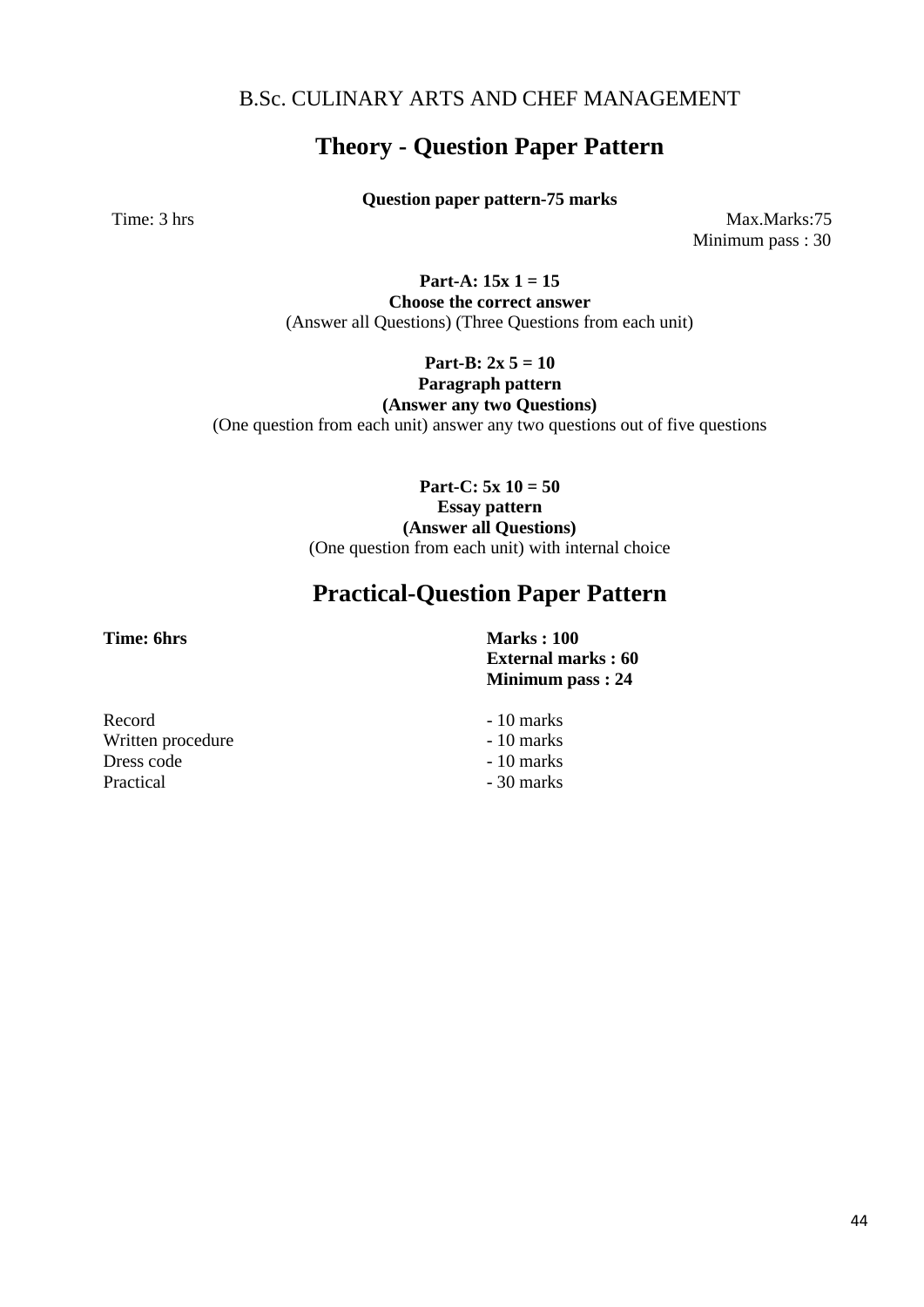B.Sc. CULINARY ARTS AND CHEF MANAGEMENT

# Theory - Question Paper Pattern

**Question paper pattern-75 marks**

Time: 3 hrs

Max.Marks:75

Minimum pass : 30

**Part-A: 15x 1 = 15**

**Choose the correct answer**

(Answer all Questions) (Three Questions from each unit)

**Part-B: 2x 5 = 10**

**Paragraph pattern**

**(Answer any two Questions)**

(One question from each unit) answer any two questions out of five questions

**Part-C: 5x 10 = 50**

**Essay pattern**

**(Answer all Questions)**

(One question from each unit) with internal choice

# Practical-Question Paper Pattern

**Time: 6hrs**

**Marks : 100**

**External marks : 60**

**Minimum pass : 24**

| | |
|---|---|
| Record | - 10 marks |
| Written procedure | - 10 marks |
| Dress code | - 10 marks |
| Practical | - 30 marks |